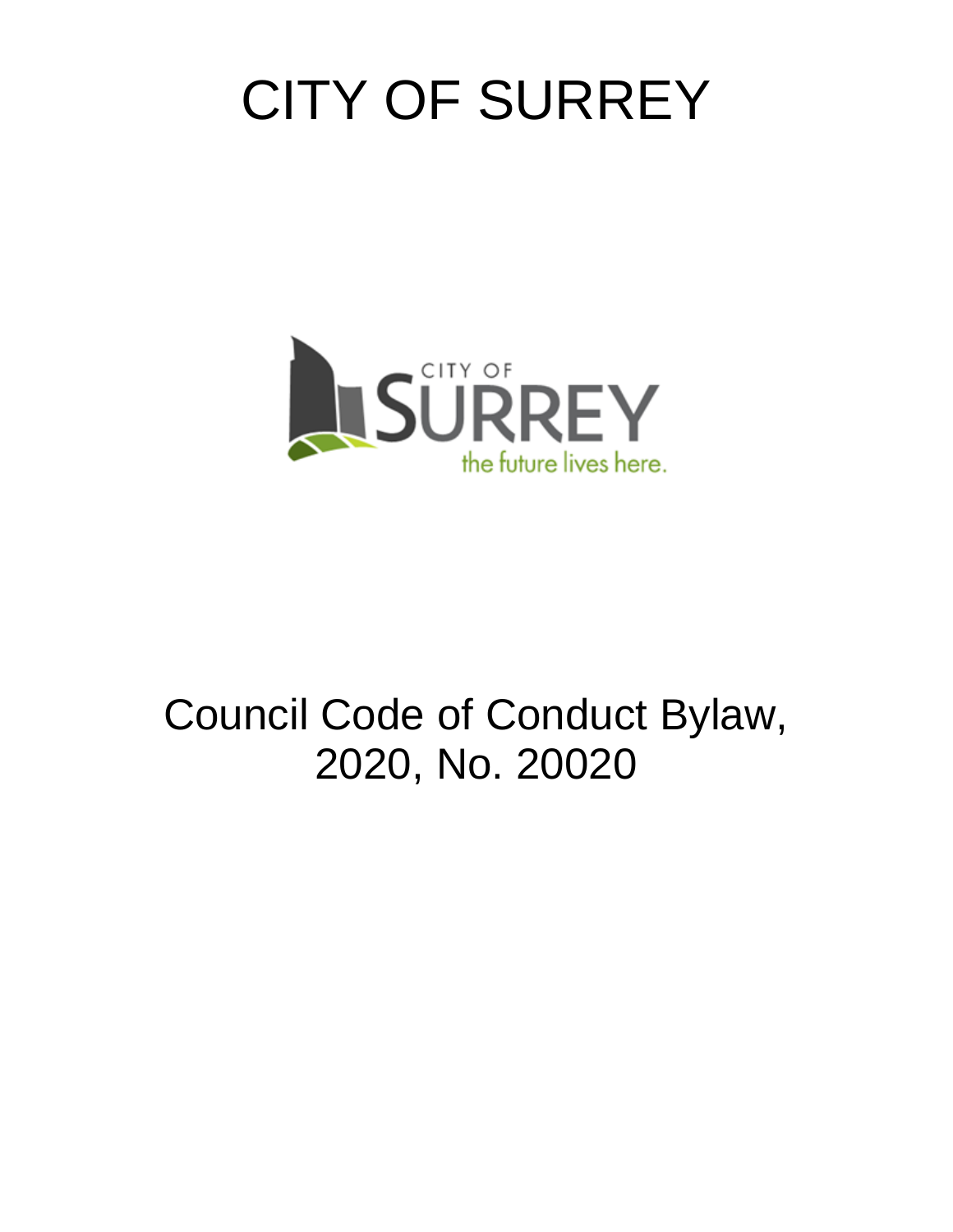# CITY OF SURREY

# Council Code of Conduct Bylaw, 2020, No. 20020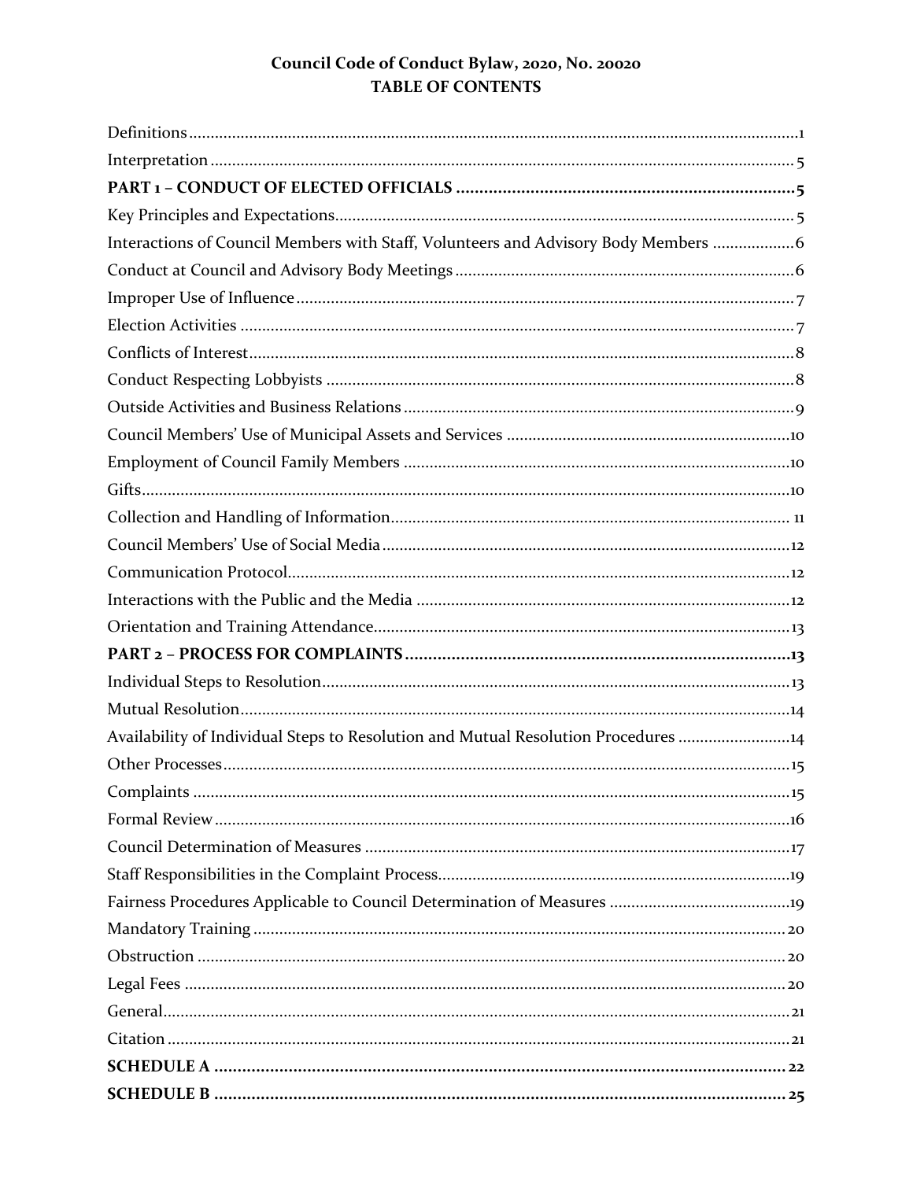# Council Code of Conduct Bylaw, 2020, No. 20020

## TABLE OF CONTENTS

| | |
|---|---|
| Definitions | 1 |
| Interpretation | 5 |
| **PART 1 – CONDUCT OF ELECTED OFFICIALS** | **5** |
| Key Principles and Expectations | 5 |
| Interactions of Council Members with Staff, Volunteers and Advisory Body Members | 6 |
| Conduct at Council and Advisory Body Meetings | 6 |
| Improper Use of Influence | 7 |
| Election Activities | 7 |
| Conflicts of Interest | 8 |
| Conduct Respecting Lobbyists | 8 |
| Outside Activities and Business Relations | 9 |
| Council Members' Use of Municipal Assets and Services | 10 |
| Employment of Council Family Members | 10 |
| Gifts | 10 |
| Collection and Handling of Information | 11 |
| Council Members' Use of Social Media | 12 |
| Communication Protocol | 12 |
| Interactions with the Public and the Media | 12 |
| Orientation and Training Attendance | 13 |
| **PART 2 – PROCESS FOR COMPLAINTS** | **13** |
| Individual Steps to Resolution | 13 |
| Mutual Resolution | 14 |
| Availability of Individual Steps to Resolution and Mutual Resolution Procedures | 14 |
| Other Processes | 15 |
| Complaints | 15 |
| Formal Review | 16 |
| Council Determination of Measures | 17 |
| Staff Responsibilities in the Complaint Process | 19 |
| Fairness Procedures Applicable to Council Determination of Measures | 19 |
| Mandatory Training | 20 |
| Obstruction | 20 |
| Legal Fees | 20 |
| General | 21 |
| Citation | 21 |
| **SCHEDULE A** | **22** |
| **SCHEDULE B** | **25** |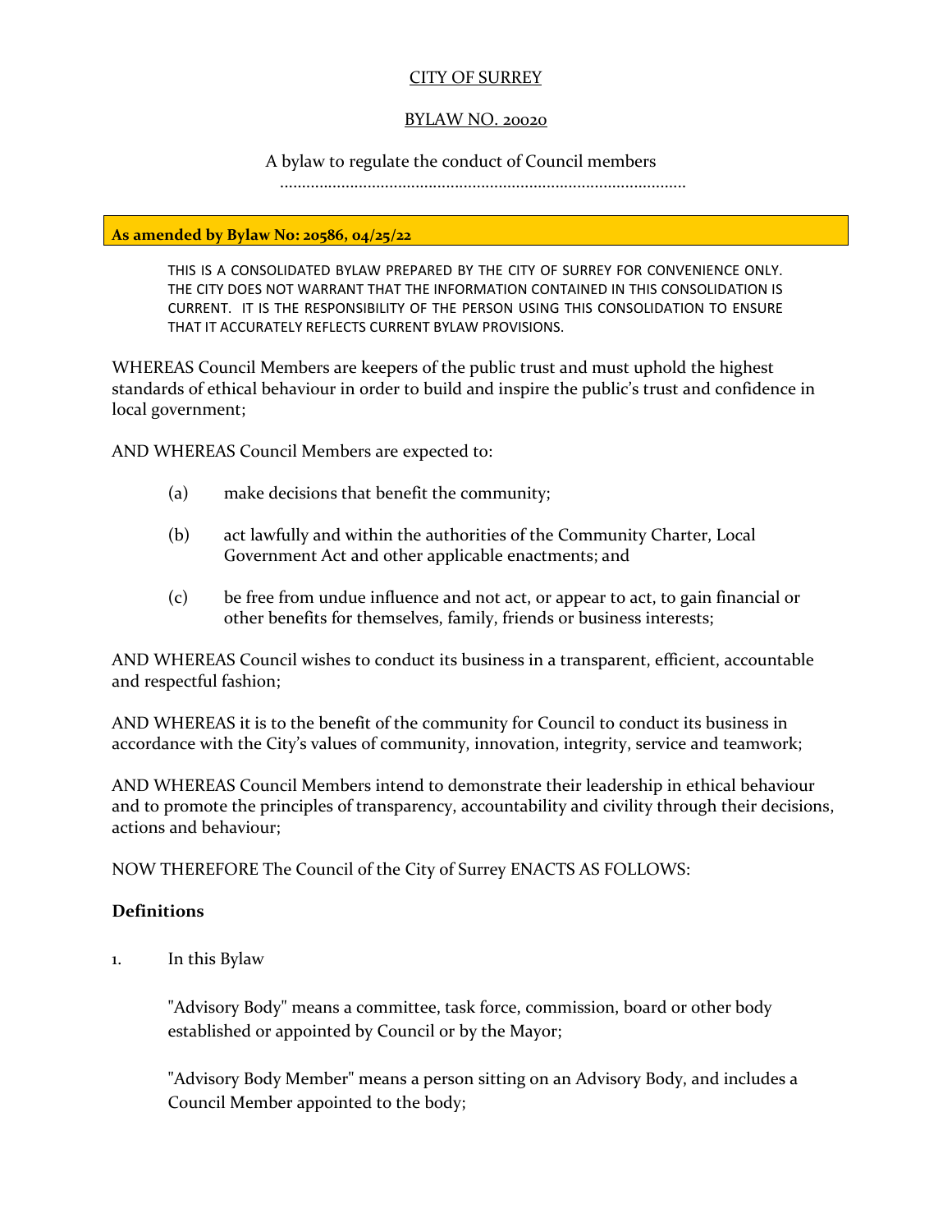CITY OF SURREY

BYLAW NO. 20020

A bylaw to regulate the conduct of Council members

.............................................................................................

**As amended by Bylaw No: 20586, 04/25/22**

THIS IS A CONSOLIDATED BYLAW PREPARED BY THE CITY OF SURREY FOR CONVENIENCE ONLY. THE CITY DOES NOT WARRANT THAT THE INFORMATION CONTAINED IN THIS CONSOLIDATION IS CURRENT. IT IS THE RESPONSIBILITY OF THE PERSON USING THIS CONSOLIDATION TO ENSURE THAT IT ACCURATELY REFLECTS CURRENT BYLAW PROVISIONS.

WHEREAS Council Members are keepers of the public trust and must uphold the highest standards of ethical behaviour in order to build and inspire the public's trust and confidence in local government;

AND WHEREAS Council Members are expected to:

(a) make decisions that benefit the community;

(b) act lawfully and within the authorities of the Community Charter, Local Government Act and other applicable enactments; and

(c) be free from undue influence and not act, or appear to act, to gain financial or other benefits for themselves, family, friends or business interests;

AND WHEREAS Council wishes to conduct its business in a transparent, efficient, accountable and respectful fashion;

AND WHEREAS it is to the benefit of the community for Council to conduct its business in accordance with the City's values of community, innovation, integrity, service and teamwork;

AND WHEREAS Council Members intend to demonstrate their leadership in ethical behaviour and to promote the principles of transparency, accountability and civility through their decisions, actions and behaviour;

NOW THEREFORE The Council of the City of Surrey ENACTS AS FOLLOWS:

**Definitions**

1. In this Bylaw

"Advisory Body" means a committee, task force, commission, board or other body established or appointed by Council or by the Mayor;

"Advisory Body Member" means a person sitting on an Advisory Body, and includes a Council Member appointed to the body;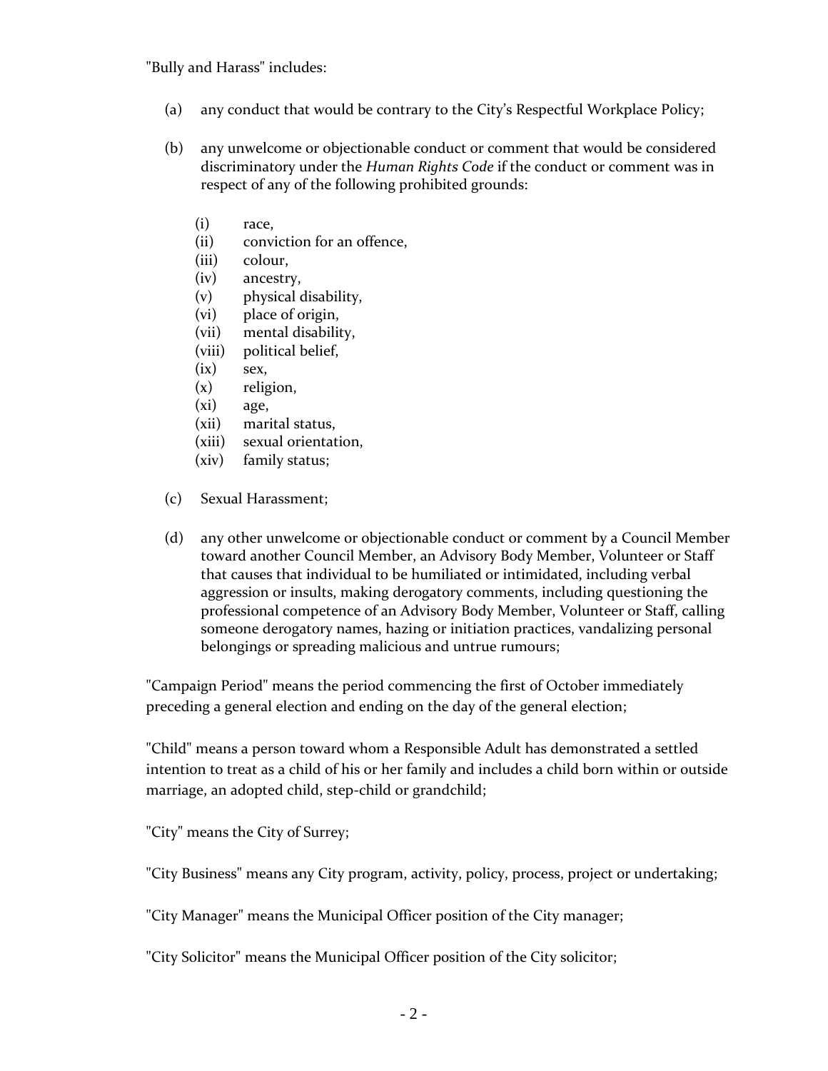"Bully and Harass" includes:

(a) any conduct that would be contrary to the City's Respectful Workplace Policy;

(b) any unwelcome or objectionable conduct or comment that would be considered discriminatory under the *Human Rights Code* if the conduct or comment was in respect of any of the following prohibited grounds:

   (i) race,
   (ii) conviction for an offence,
   (iii) colour,
   (iv) ancestry,
   (v) physical disability,
   (vi) place of origin,
   (vii) mental disability,
   (viii) political belief,
   (ix) sex,
   (x) religion,
   (xi) age,
   (xii) marital status,
   (xiii) sexual orientation,
   (xiv) family status;

(c) Sexual Harassment;

(d) any other unwelcome or objectionable conduct or comment by a Council Member toward another Council Member, an Advisory Body Member, Volunteer or Staff that causes that individual to be humiliated or intimidated, including verbal aggression or insults, making derogatory comments, including questioning the professional competence of an Advisory Body Member, Volunteer or Staff, calling someone derogatory names, hazing or initiation practices, vandalizing personal belongings or spreading malicious and untrue rumours;

"Campaign Period" means the period commencing the first of October immediately preceding a general election and ending on the day of the general election;

"Child" means a person toward whom a Responsible Adult has demonstrated a settled intention to treat as a child of his or her family and includes a child born within or outside marriage, an adopted child, step-child or grandchild;

"City" means the City of Surrey;

"City Business" means any City program, activity, policy, process, project or undertaking;

"City Manager" means the Municipal Officer position of the City manager;

"City Solicitor" means the Municipal Officer position of the City solicitor;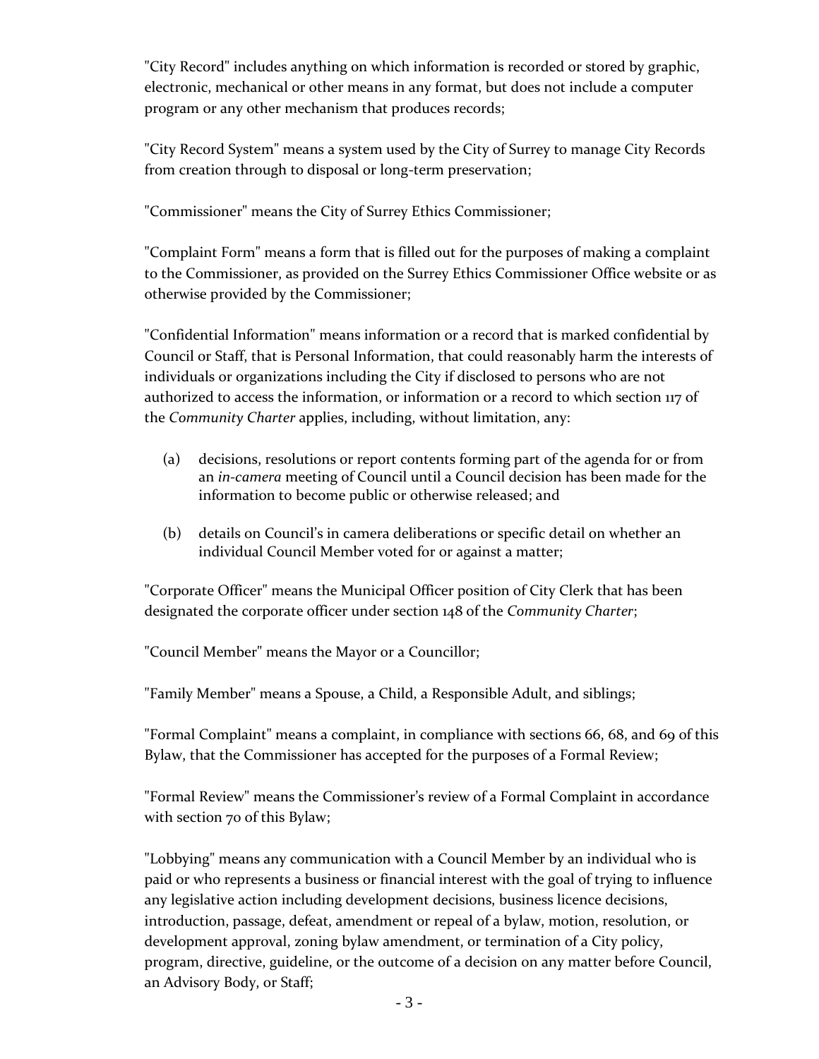"City Record" includes anything on which information is recorded or stored by graphic, electronic, mechanical or other means in any format, but does not include a computer program or any other mechanism that produces records;

"City Record System" means a system used by the City of Surrey to manage City Records from creation through to disposal or long-term preservation;

"Commissioner" means the City of Surrey Ethics Commissioner;

"Complaint Form" means a form that is filled out for the purposes of making a complaint to the Commissioner, as provided on the Surrey Ethics Commissioner Office website or as otherwise provided by the Commissioner;

"Confidential Information" means information or a record that is marked confidential by Council or Staff, that is Personal Information, that could reasonably harm the interests of individuals or organizations including the City if disclosed to persons who are not authorized to access the information, or information or a record to which section 117 of the *Community Charter* applies, including, without limitation, any:

(a) decisions, resolutions or report contents forming part of the agenda for or from an *in-camera* meeting of Council until a Council decision has been made for the information to become public or otherwise released; and

(b) details on Council's in camera deliberations or specific detail on whether an individual Council Member voted for or against a matter;

"Corporate Officer" means the Municipal Officer position of City Clerk that has been designated the corporate officer under section 148 of the *Community Charter*;

"Council Member" means the Mayor or a Councillor;

"Family Member" means a Spouse, a Child, a Responsible Adult, and siblings;

"Formal Complaint" means a complaint, in compliance with sections 66, 68, and 69 of this Bylaw, that the Commissioner has accepted for the purposes of a Formal Review;

"Formal Review" means the Commissioner's review of a Formal Complaint in accordance with section 70 of this Bylaw;

"Lobbying" means any communication with a Council Member by an individual who is paid or who represents a business or financial interest with the goal of trying to influence any legislative action including development decisions, business licence decisions, introduction, passage, defeat, amendment or repeal of a bylaw, motion, resolution, or development approval, zoning bylaw amendment, or termination of a City policy, program, directive, guideline, or the outcome of a decision on any matter before Council, an Advisory Body, or Staff;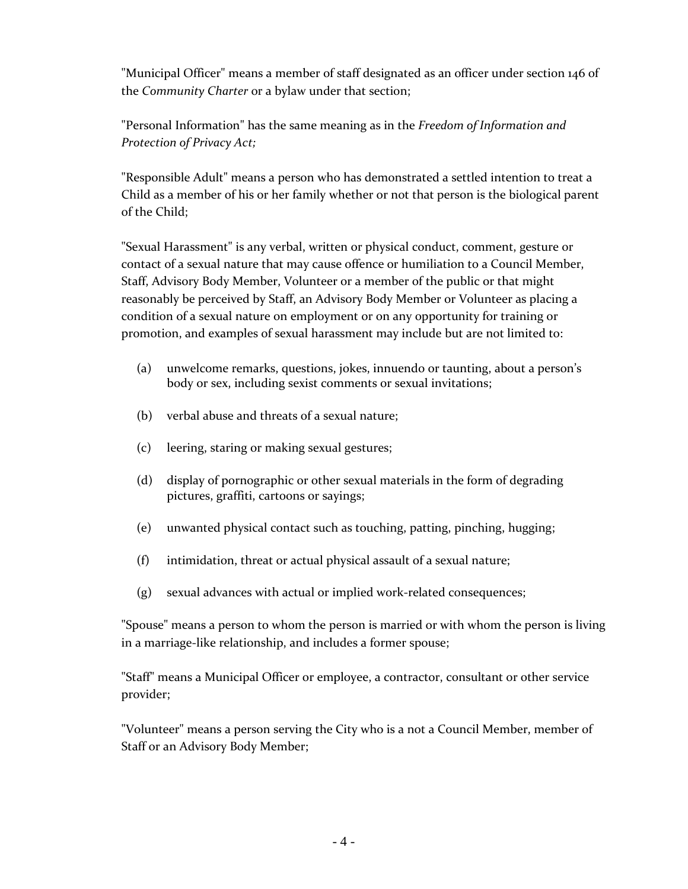"Municipal Officer" means a member of staff designated as an officer under section 146 of the *Community Charter* or a bylaw under that section;

"Personal Information" has the same meaning as in the *Freedom of Information and Protection of Privacy Act;*

"Responsible Adult" means a person who has demonstrated a settled intention to treat a Child as a member of his or her family whether or not that person is the biological parent of the Child;

"Sexual Harassment" is any verbal, written or physical conduct, comment, gesture or contact of a sexual nature that may cause offence or humiliation to a Council Member, Staff, Advisory Body Member, Volunteer or a member of the public or that might reasonably be perceived by Staff, an Advisory Body Member or Volunteer as placing a condition of a sexual nature on employment or on any opportunity for training or promotion, and examples of sexual harassment may include but are not limited to:

(a) unwelcome remarks, questions, jokes, innuendo or taunting, about a person's body or sex, including sexist comments or sexual invitations;

(b) verbal abuse and threats of a sexual nature;

(c) leering, staring or making sexual gestures;

(d) display of pornographic or other sexual materials in the form of degrading pictures, graffiti, cartoons or sayings;

(e) unwanted physical contact such as touching, patting, pinching, hugging;

(f) intimidation, threat or actual physical assault of a sexual nature;

(g) sexual advances with actual or implied work-related consequences;

"Spouse" means a person to whom the person is married or with whom the person is living in a marriage-like relationship, and includes a former spouse;

"Staff" means a Municipal Officer or employee, a contractor, consultant or other service provider;

"Volunteer" means a person serving the City who is a not a Council Member, member of Staff or an Advisory Body Member;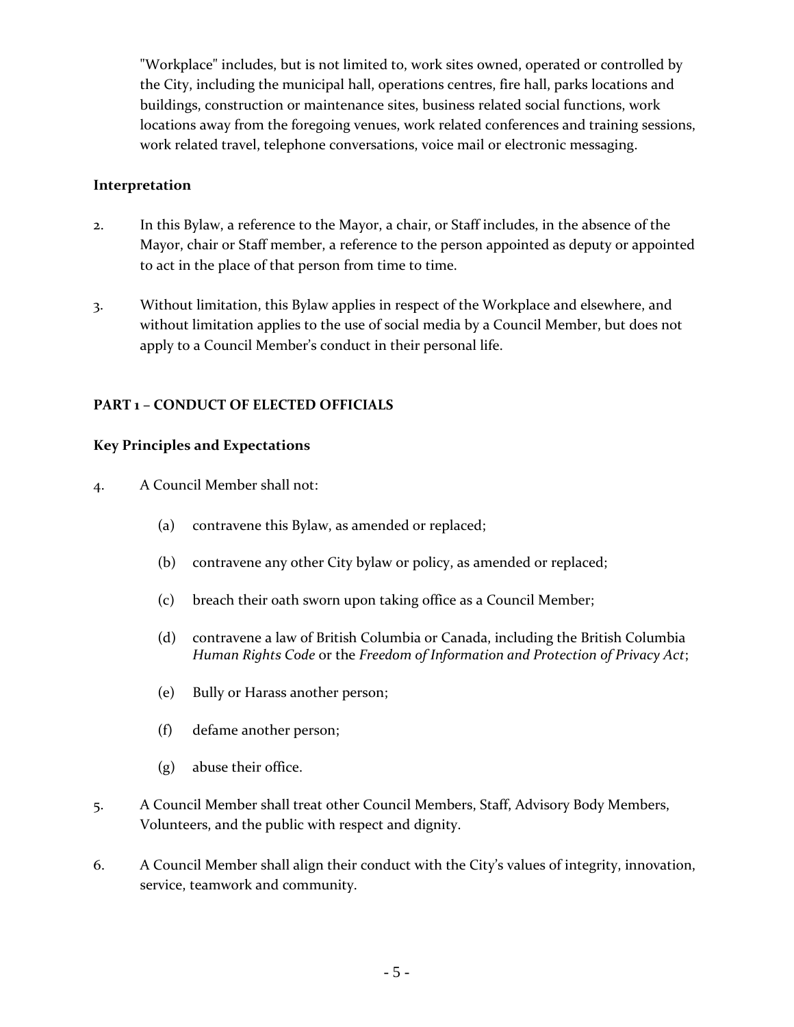"Workplace" includes, but is not limited to, work sites owned, operated or controlled by the City, including the municipal hall, operations centres, fire hall, parks locations and buildings, construction or maintenance sites, business related social functions, work locations away from the foregoing venues, work related conferences and training sessions, work related travel, telephone conversations, voice mail or electronic messaging.

### Interpretation

2. In this Bylaw, a reference to the Mayor, a chair, or Staff includes, in the absence of the Mayor, chair or Staff member, a reference to the person appointed as deputy or appointed to act in the place of that person from time to time.

3. Without limitation, this Bylaw applies in respect of the Workplace and elsewhere, and without limitation applies to the use of social media by a Council Member, but does not apply to a Council Member's conduct in their personal life.

## PART 1 – CONDUCT OF ELECTED OFFICIALS

### Key Principles and Expectations

4. A Council Member shall not:

   (a) contravene this Bylaw, as amended or replaced;

   (b) contravene any other City bylaw or policy, as amended or replaced;

   (c) breach their oath sworn upon taking office as a Council Member;

   (d) contravene a law of British Columbia or Canada, including the British Columbia *Human Rights Code* or the *Freedom of Information and Protection of Privacy Act*;

   (e) Bully or Harass another person;

   (f) defame another person;

   (g) abuse their office.

5. A Council Member shall treat other Council Members, Staff, Advisory Body Members, Volunteers, and the public with respect and dignity.

6. A Council Member shall align their conduct with the City's values of integrity, innovation, service, teamwork and community.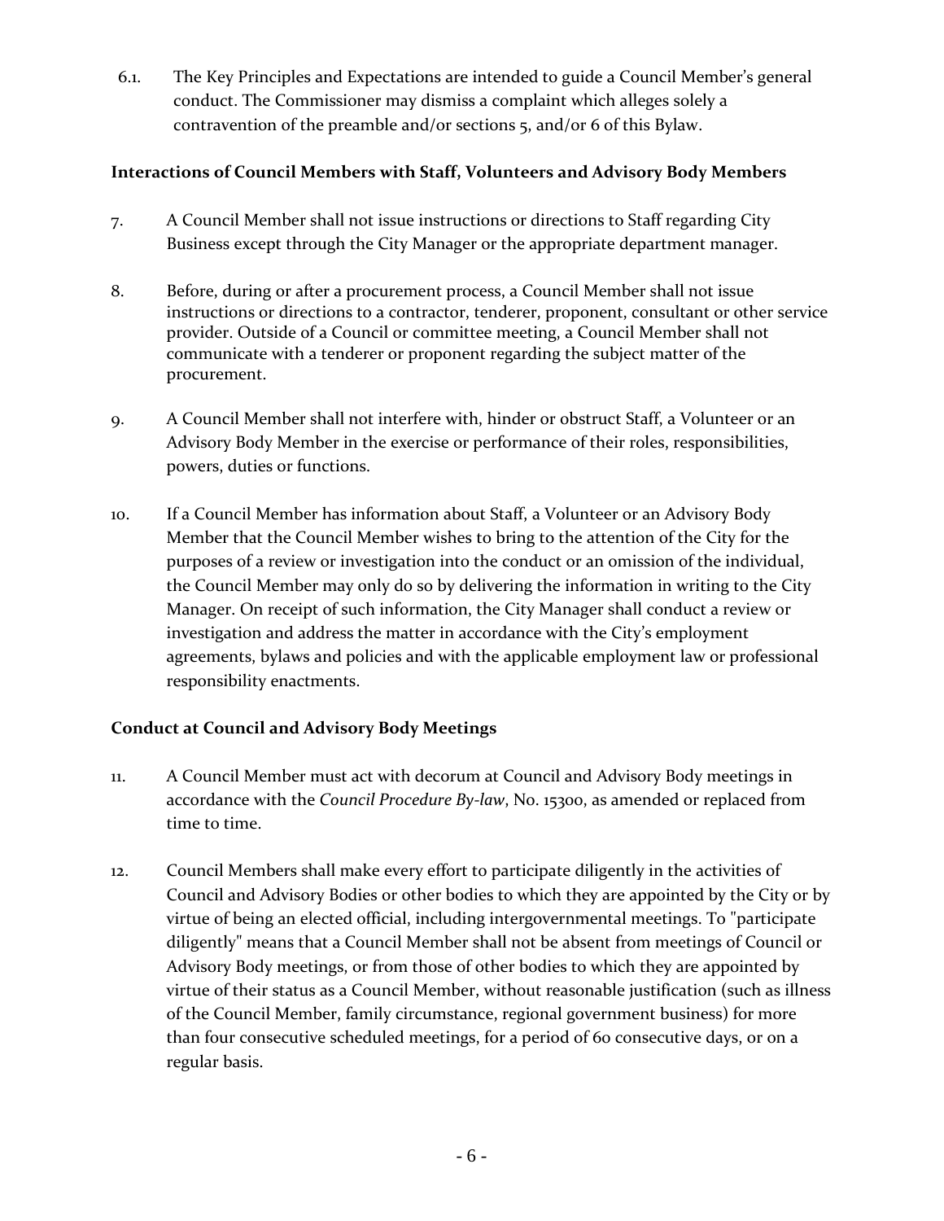6.1. The Key Principles and Expectations are intended to guide a Council Member's general conduct. The Commissioner may dismiss a complaint which alleges solely a contravention of the preamble and/or sections 5, and/or 6 of this Bylaw.

### Interactions of Council Members with Staff, Volunteers and Advisory Body Members

7. A Council Member shall not issue instructions or directions to Staff regarding City Business except through the City Manager or the appropriate department manager.

8. Before, during or after a procurement process, a Council Member shall not issue instructions or directions to a contractor, tenderer, proponent, consultant or other service provider. Outside of a Council or committee meeting, a Council Member shall not communicate with a tenderer or proponent regarding the subject matter of the procurement.

9. A Council Member shall not interfere with, hinder or obstruct Staff, a Volunteer or an Advisory Body Member in the exercise or performance of their roles, responsibilities, powers, duties or functions.

10. If a Council Member has information about Staff, a Volunteer or an Advisory Body Member that the Council Member wishes to bring to the attention of the City for the purposes of a review or investigation into the conduct or an omission of the individual, the Council Member may only do so by delivering the information in writing to the City Manager. On receipt of such information, the City Manager shall conduct a review or investigation and address the matter in accordance with the City's employment agreements, bylaws and policies and with the applicable employment law or professional responsibility enactments.

### Conduct at Council and Advisory Body Meetings

11. A Council Member must act with decorum at Council and Advisory Body meetings in accordance with the *Council Procedure By-law*, No. 15300, as amended or replaced from time to time.

12. Council Members shall make every effort to participate diligently in the activities of Council and Advisory Bodies or other bodies to which they are appointed by the City or by virtue of being an elected official, including intergovernmental meetings. To "participate diligently" means that a Council Member shall not be absent from meetings of Council or Advisory Body meetings, or from those of other bodies to which they are appointed by virtue of their status as a Council Member, without reasonable justification (such as illness of the Council Member, family circumstance, regional government business) for more than four consecutive scheduled meetings, for a period of 60 consecutive days, or on a regular basis.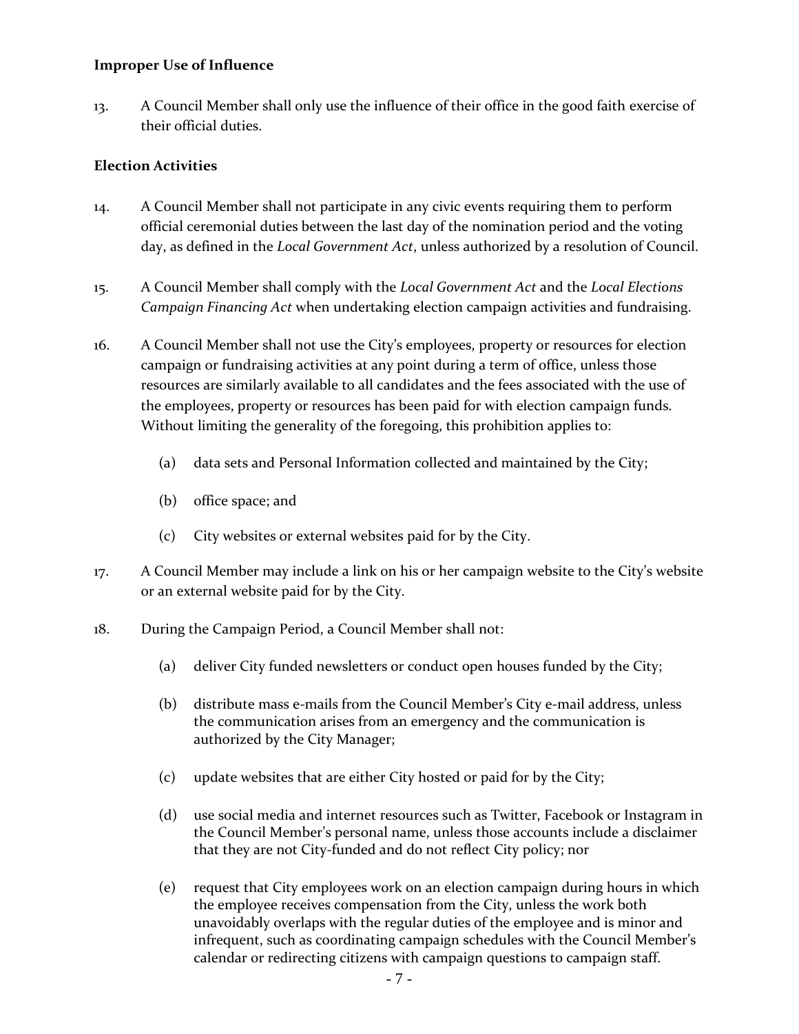**Improper Use of Influence**

13. A Council Member shall only use the influence of their office in the good faith exercise of their official duties.

**Election Activities**

14. A Council Member shall not participate in any civic events requiring them to perform official ceremonial duties between the last day of the nomination period and the voting day, as defined in the *Local Government Act*, unless authorized by a resolution of Council.

15. A Council Member shall comply with the *Local Government Act* and the *Local Elections Campaign Financing Act* when undertaking election campaign activities and fundraising.

16. A Council Member shall not use the City's employees, property or resources for election campaign or fundraising activities at any point during a term of office, unless those resources are similarly available to all candidates and the fees associated with the use of the employees, property or resources has been paid for with election campaign funds. Without limiting the generality of the foregoing, this prohibition applies to:

    (a) data sets and Personal Information collected and maintained by the City;

    (b) office space; and

    (c) City websites or external websites paid for by the City.

17. A Council Member may include a link on his or her campaign website to the City's website or an external website paid for by the City.

18. During the Campaign Period, a Council Member shall not:

    (a) deliver City funded newsletters or conduct open houses funded by the City;

    (b) distribute mass e-mails from the Council Member's City e-mail address, unless the communication arises from an emergency and the communication is authorized by the City Manager;

    (c) update websites that are either City hosted or paid for by the City;

    (d) use social media and internet resources such as Twitter, Facebook or Instagram in the Council Member's personal name, unless those accounts include a disclaimer that they are not City-funded and do not reflect City policy; nor

    (e) request that City employees work on an election campaign during hours in which the employee receives compensation from the City, unless the work both unavoidably overlaps with the regular duties of the employee and is minor and infrequent, such as coordinating campaign schedules with the Council Member's calendar or redirecting citizens with campaign questions to campaign staff.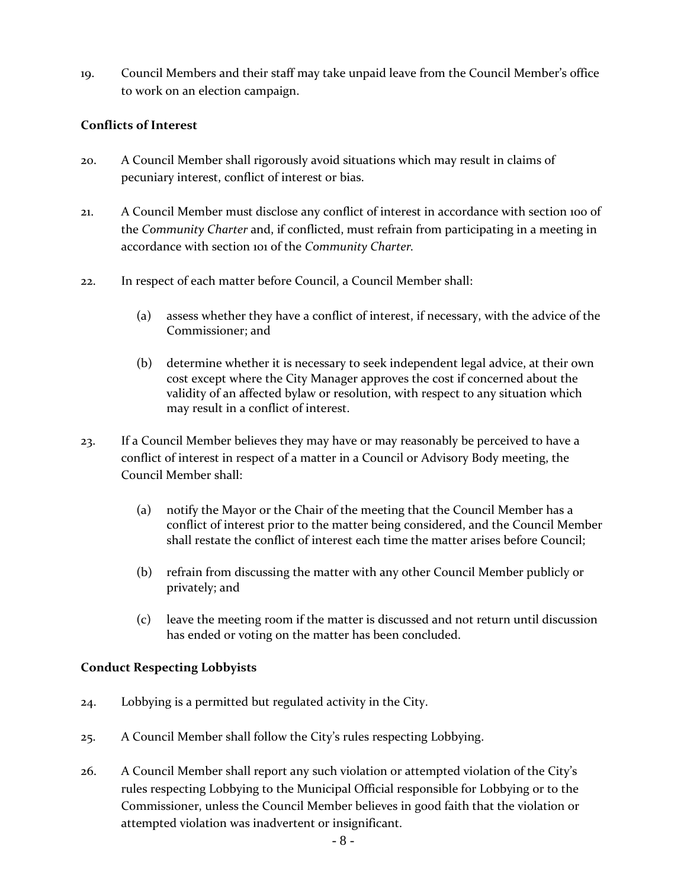19. Council Members and their staff may take unpaid leave from the Council Member's office to work on an election campaign.

**Conflicts of Interest**

20. A Council Member shall rigorously avoid situations which may result in claims of pecuniary interest, conflict of interest or bias.

21. A Council Member must disclose any conflict of interest in accordance with section 100 of the *Community Charter* and, if conflicted, must refrain from participating in a meeting in accordance with section 101 of the *Community Charter.*

22. In respect of each matter before Council, a Council Member shall:

    (a) assess whether they have a conflict of interest, if necessary, with the advice of the Commissioner; and

    (b) determine whether it is necessary to seek independent legal advice, at their own cost except where the City Manager approves the cost if concerned about the validity of an affected bylaw or resolution, with respect to any situation which may result in a conflict of interest.

23. If a Council Member believes they may have or may reasonably be perceived to have a conflict of interest in respect of a matter in a Council or Advisory Body meeting, the Council Member shall:

    (a) notify the Mayor or the Chair of the meeting that the Council Member has a conflict of interest prior to the matter being considered, and the Council Member shall restate the conflict of interest each time the matter arises before Council;

    (b) refrain from discussing the matter with any other Council Member publicly or privately; and

    (c) leave the meeting room if the matter is discussed and not return until discussion has ended or voting on the matter has been concluded.

**Conduct Respecting Lobbyists**

24. Lobbying is a permitted but regulated activity in the City.

25. A Council Member shall follow the City's rules respecting Lobbying.

26. A Council Member shall report any such violation or attempted violation of the City's rules respecting Lobbying to the Municipal Official responsible for Lobbying or to the Commissioner, unless the Council Member believes in good faith that the violation or attempted violation was inadvertent or insignificant.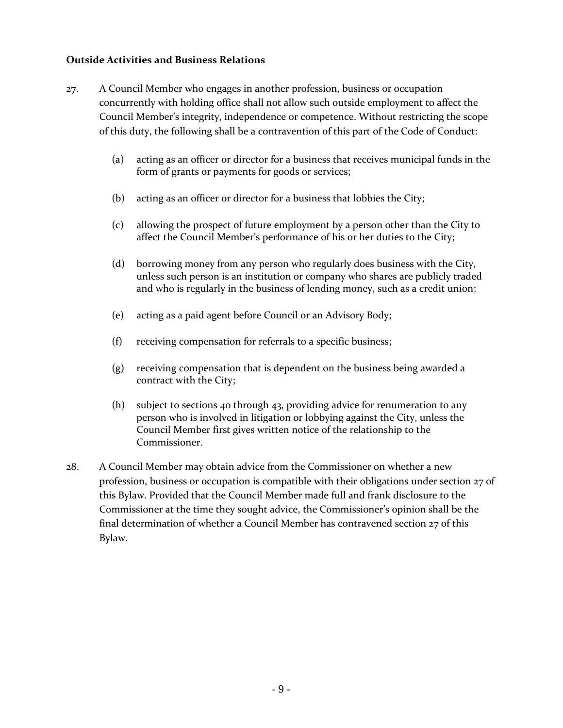**Outside Activities and Business Relations**

27. A Council Member who engages in another profession, business or occupation concurrently with holding office shall not allow such outside employment to affect the Council Member's integrity, independence or competence. Without restricting the scope of this duty, the following shall be a contravention of this part of the Code of Conduct:

    (a) acting as an officer or director for a business that receives municipal funds in the form of grants or payments for goods or services;

    (b) acting as an officer or director for a business that lobbies the City;

    (c) allowing the prospect of future employment by a person other than the City to affect the Council Member's performance of his or her duties to the City;

    (d) borrowing money from any person who regularly does business with the City, unless such person is an institution or company who shares are publicly traded and who is regularly in the business of lending money, such as a credit union;

    (e) acting as a paid agent before Council or an Advisory Body;

    (f) receiving compensation for referrals to a specific business;

    (g) receiving compensation that is dependent on the business being awarded a contract with the City;

    (h) subject to sections 40 through 43, providing advice for renumeration to any person who is involved in litigation or lobbying against the City, unless the Council Member first gives written notice of the relationship to the Commissioner.

28. A Council Member may obtain advice from the Commissioner on whether a new profession, business or occupation is compatible with their obligations under section 27 of this Bylaw. Provided that the Council Member made full and frank disclosure to the Commissioner at the time they sought advice, the Commissioner's opinion shall be the final determination of whether a Council Member has contravened section 27 of this Bylaw.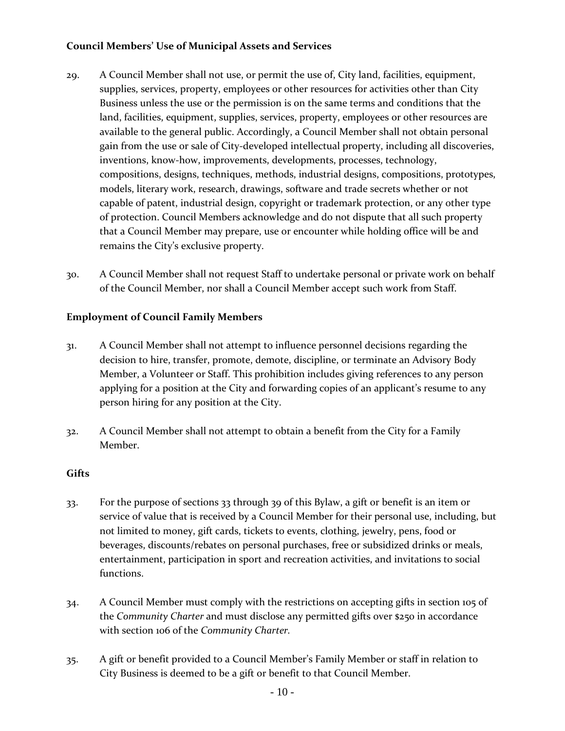**Council Members' Use of Municipal Assets and Services**

29. A Council Member shall not use, or permit the use of, City land, facilities, equipment, supplies, services, property, employees or other resources for activities other than City Business unless the use or the permission is on the same terms and conditions that the land, facilities, equipment, supplies, services, property, employees or other resources are available to the general public. Accordingly, a Council Member shall not obtain personal gain from the use or sale of City-developed intellectual property, including all discoveries, inventions, know-how, improvements, developments, processes, technology, compositions, designs, techniques, methods, industrial designs, compositions, prototypes, models, literary work, research, drawings, software and trade secrets whether or not capable of patent, industrial design, copyright or trademark protection, or any other type of protection. Council Members acknowledge and do not dispute that all such property that a Council Member may prepare, use or encounter while holding office will be and remains the City's exclusive property.

30. A Council Member shall not request Staff to undertake personal or private work on behalf of the Council Member, nor shall a Council Member accept such work from Staff.

**Employment of Council Family Members**

31. A Council Member shall not attempt to influence personnel decisions regarding the decision to hire, transfer, promote, demote, discipline, or terminate an Advisory Body Member, a Volunteer or Staff. This prohibition includes giving references to any person applying for a position at the City and forwarding copies of an applicant's resume to any person hiring for any position at the City.

32. A Council Member shall not attempt to obtain a benefit from the City for a Family Member.

**Gifts**

33. For the purpose of sections 33 through 39 of this Bylaw, a gift or benefit is an item or service of value that is received by a Council Member for their personal use, including, but not limited to money, gift cards, tickets to events, clothing, jewelry, pens, food or beverages, discounts/rebates on personal purchases, free or subsidized drinks or meals, entertainment, participation in sport and recreation activities, and invitations to social functions.

34. A Council Member must comply with the restrictions on accepting gifts in section 105 of the *Community Charter* and must disclose any permitted gifts over $250 in accordance with section 106 of the *Community Charter*.

35. A gift or benefit provided to a Council Member's Family Member or staff in relation to City Business is deemed to be a gift or benefit to that Council Member.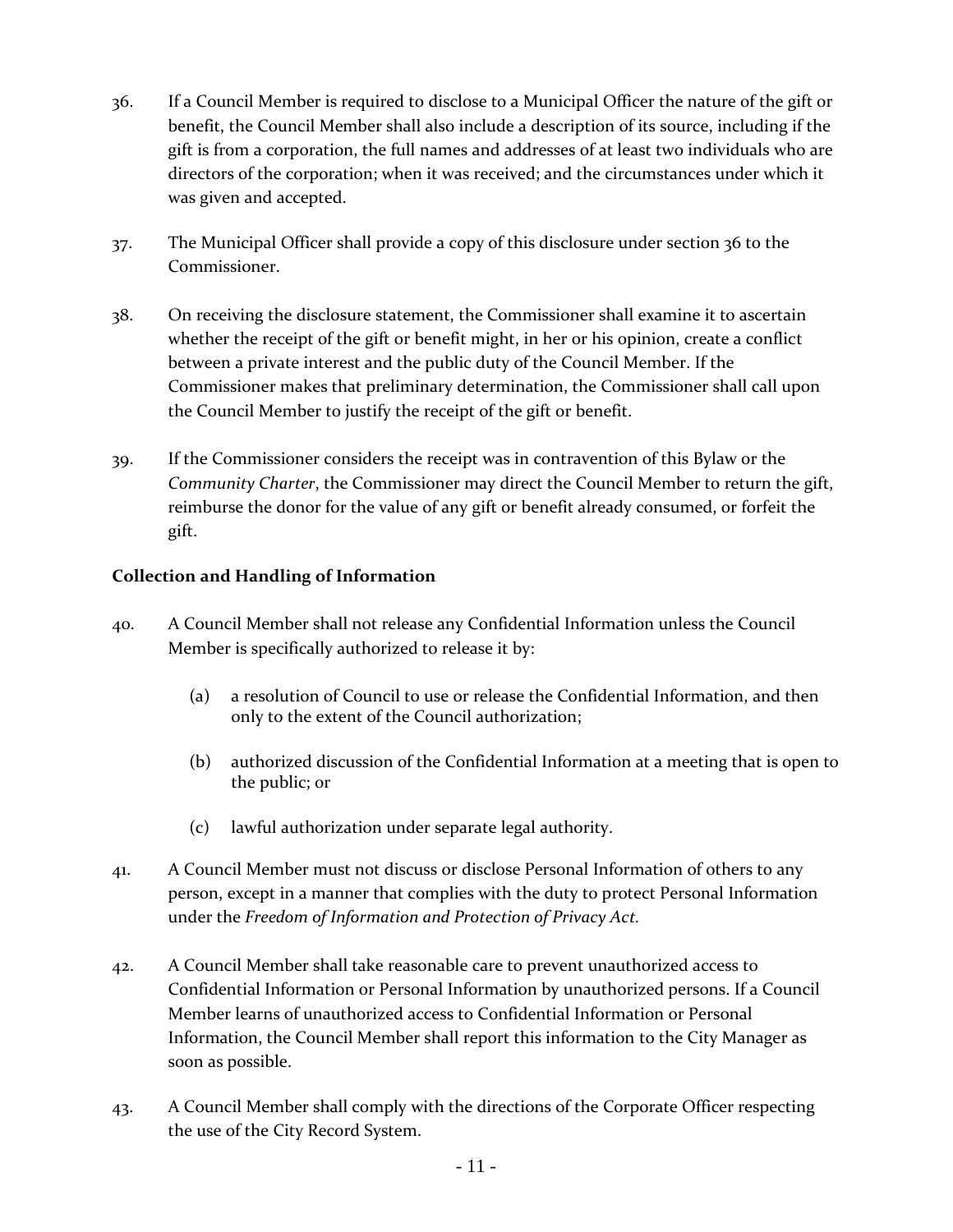36. If a Council Member is required to disclose to a Municipal Officer the nature of the gift or benefit, the Council Member shall also include a description of its source, including if the gift is from a corporation, the full names and addresses of at least two individuals who are directors of the corporation; when it was received; and the circumstances under which it was given and accepted.

37. The Municipal Officer shall provide a copy of this disclosure under section 36 to the Commissioner.

38. On receiving the disclosure statement, the Commissioner shall examine it to ascertain whether the receipt of the gift or benefit might, in her or his opinion, create a conflict between a private interest and the public duty of the Council Member. If the Commissioner makes that preliminary determination, the Commissioner shall call upon the Council Member to justify the receipt of the gift or benefit.

39. If the Commissioner considers the receipt was in contravention of this Bylaw or the *Community Charter*, the Commissioner may direct the Council Member to return the gift, reimburse the donor for the value of any gift or benefit already consumed, or forfeit the gift.

**Collection and Handling of Information**

40. A Council Member shall not release any Confidential Information unless the Council Member is specifically authorized to release it by:

    (a) a resolution of Council to use or release the Confidential Information, and then only to the extent of the Council authorization;

    (b) authorized discussion of the Confidential Information at a meeting that is open to the public; or

    (c) lawful authorization under separate legal authority.

41. A Council Member must not discuss or disclose Personal Information of others to any person, except in a manner that complies with the duty to protect Personal Information under the *Freedom of Information and Protection of Privacy Act.*

42. A Council Member shall take reasonable care to prevent unauthorized access to Confidential Information or Personal Information by unauthorized persons. If a Council Member learns of unauthorized access to Confidential Information or Personal Information, the Council Member shall report this information to the City Manager as soon as possible.

43. A Council Member shall comply with the directions of the Corporate Officer respecting the use of the City Record System.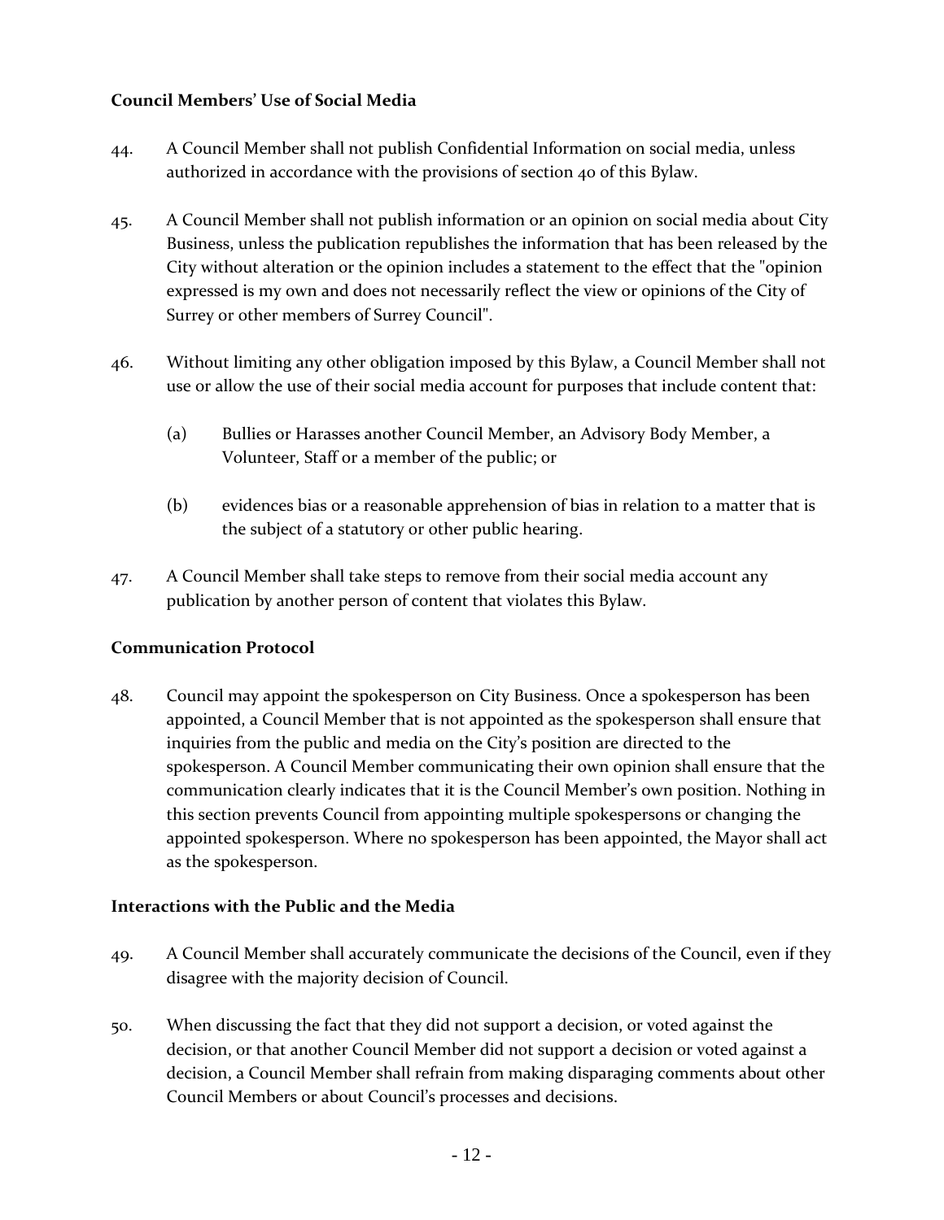### Council Members' Use of Social Media

44. A Council Member shall not publish Confidential Information on social media, unless authorized in accordance with the provisions of section 40 of this Bylaw.

45. A Council Member shall not publish information or an opinion on social media about City Business, unless the publication republishes the information that has been released by the City without alteration or the opinion includes a statement to the effect that the "opinion expressed is my own and does not necessarily reflect the view or opinions of the City of Surrey or other members of Surrey Council".

46. Without limiting any other obligation imposed by this Bylaw, a Council Member shall not use or allow the use of their social media account for purposes that include content that:

    (a) Bullies or Harasses another Council Member, an Advisory Body Member, a Volunteer, Staff or a member of the public; or

    (b) evidences bias or a reasonable apprehension of bias in relation to a matter that is the subject of a statutory or other public hearing.

47. A Council Member shall take steps to remove from their social media account any publication by another person of content that violates this Bylaw.

### Communication Protocol

48. Council may appoint the spokesperson on City Business. Once a spokesperson has been appointed, a Council Member that is not appointed as the spokesperson shall ensure that inquiries from the public and media on the City's position are directed to the spokesperson. A Council Member communicating their own opinion shall ensure that the communication clearly indicates that it is the Council Member's own position. Nothing in this section prevents Council from appointing multiple spokespersons or changing the appointed spokesperson. Where no spokesperson has been appointed, the Mayor shall act as the spokesperson.

### Interactions with the Public and the Media

49. A Council Member shall accurately communicate the decisions of the Council, even if they disagree with the majority decision of Council.

50. When discussing the fact that they did not support a decision, or voted against the decision, or that another Council Member did not support a decision or voted against a decision, a Council Member shall refrain from making disparaging comments about other Council Members or about Council's processes and decisions.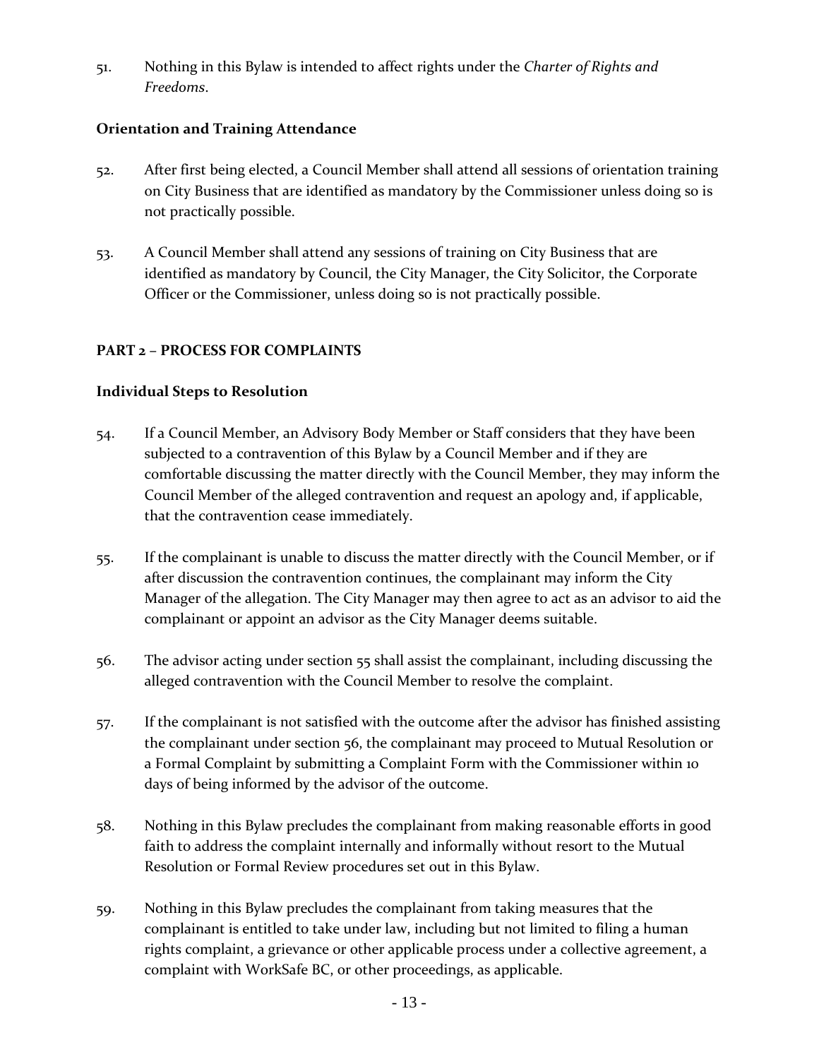51. Nothing in this Bylaw is intended to affect rights under the *Charter of Rights and Freedoms*.

**Orientation and Training Attendance**

52. After first being elected, a Council Member shall attend all sessions of orientation training on City Business that are identified as mandatory by the Commissioner unless doing so is not practically possible.

53. A Council Member shall attend any sessions of training on City Business that are identified as mandatory by Council, the City Manager, the City Solicitor, the Corporate Officer or the Commissioner, unless doing so is not practically possible.

## PART 2 – PROCESS FOR COMPLAINTS

**Individual Steps to Resolution**

54. If a Council Member, an Advisory Body Member or Staff considers that they have been subjected to a contravention of this Bylaw by a Council Member and if they are comfortable discussing the matter directly with the Council Member, they may inform the Council Member of the alleged contravention and request an apology and, if applicable, that the contravention cease immediately.

55. If the complainant is unable to discuss the matter directly with the Council Member, or if after discussion the contravention continues, the complainant may inform the City Manager of the allegation. The City Manager may then agree to act as an advisor to aid the complainant or appoint an advisor as the City Manager deems suitable.

56. The advisor acting under section 55 shall assist the complainant, including discussing the alleged contravention with the Council Member to resolve the complaint.

57. If the complainant is not satisfied with the outcome after the advisor has finished assisting the complainant under section 56, the complainant may proceed to Mutual Resolution or a Formal Complaint by submitting a Complaint Form with the Commissioner within 10 days of being informed by the advisor of the outcome.

58. Nothing in this Bylaw precludes the complainant from making reasonable efforts in good faith to address the complaint internally and informally without resort to the Mutual Resolution or Formal Review procedures set out in this Bylaw.

59. Nothing in this Bylaw precludes the complainant from taking measures that the complainant is entitled to take under law, including but not limited to filing a human rights complaint, a grievance or other applicable process under a collective agreement, a complaint with WorkSafe BC, or other proceedings, as applicable.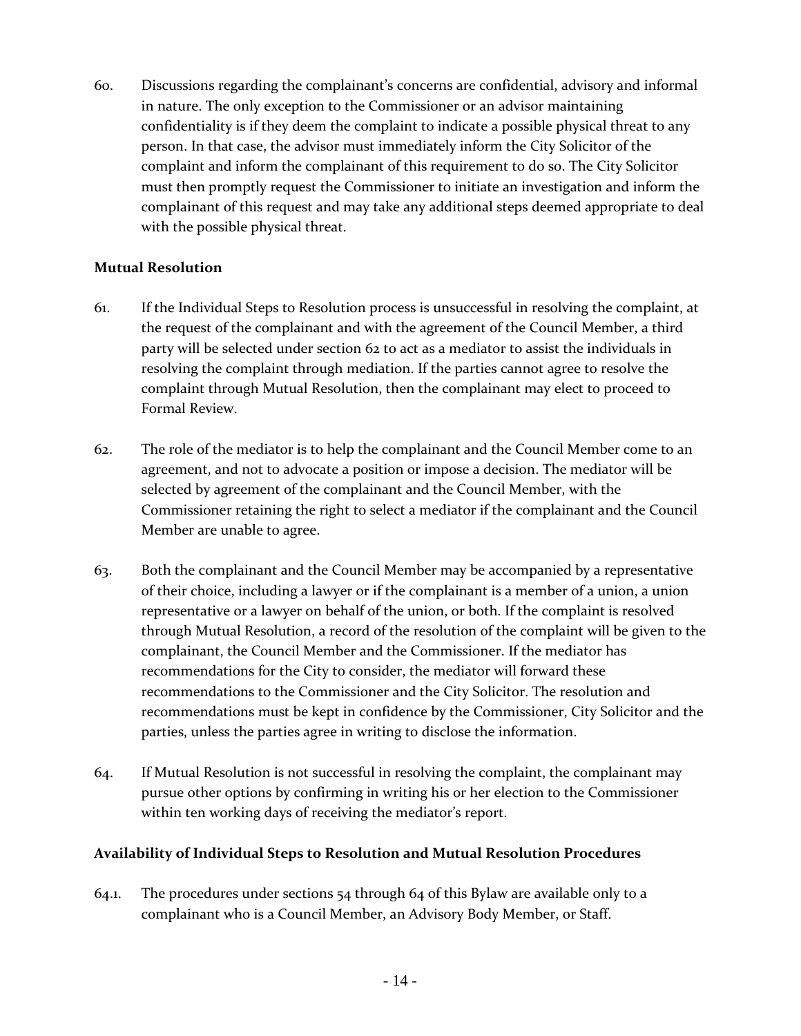60. Discussions regarding the complainant's concerns are confidential, advisory and informal in nature. The only exception to the Commissioner or an advisor maintaining confidentiality is if they deem the complaint to indicate a possible physical threat to any person. In that case, the advisor must immediately inform the City Solicitor of the complaint and inform the complainant of this requirement to do so. The City Solicitor must then promptly request the Commissioner to initiate an investigation and inform the complainant of this request and may take any additional steps deemed appropriate to deal with the possible physical threat.

**Mutual Resolution**

61. If the Individual Steps to Resolution process is unsuccessful in resolving the complaint, at the request of the complainant and with the agreement of the Council Member, a third party will be selected under section 62 to act as a mediator to assist the individuals in resolving the complaint through mediation. If the parties cannot agree to resolve the complaint through Mutual Resolution, then the complainant may elect to proceed to Formal Review.

62. The role of the mediator is to help the complainant and the Council Member come to an agreement, and not to advocate a position or impose a decision. The mediator will be selected by agreement of the complainant and the Council Member, with the Commissioner retaining the right to select a mediator if the complainant and the Council Member are unable to agree.

63. Both the complainant and the Council Member may be accompanied by a representative of their choice, including a lawyer or if the complainant is a member of a union, a union representative or a lawyer on behalf of the union, or both. If the complaint is resolved through Mutual Resolution, a record of the resolution of the complaint will be given to the complainant, the Council Member and the Commissioner. If the mediator has recommendations for the City to consider, the mediator will forward these recommendations to the Commissioner and the City Solicitor. The resolution and recommendations must be kept in confidence by the Commissioner, City Solicitor and the parties, unless the parties agree in writing to disclose the information.

64. If Mutual Resolution is not successful in resolving the complaint, the complainant may pursue other options by confirming in writing his or her election to the Commissioner within ten working days of receiving the mediator's report.

**Availability of Individual Steps to Resolution and Mutual Resolution Procedures**

64.1. The procedures under sections 54 through 64 of this Bylaw are available only to a complainant who is a Council Member, an Advisory Body Member, or Staff.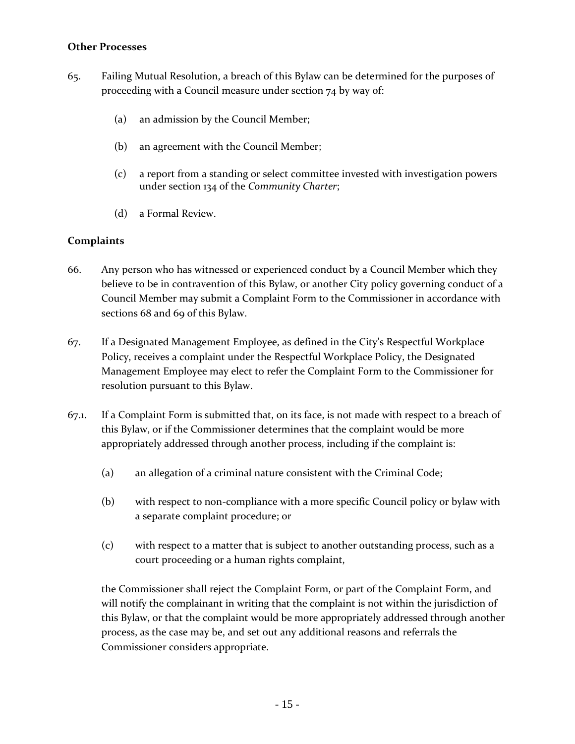**Other Processes**

65. Failing Mutual Resolution, a breach of this Bylaw can be determined for the purposes of proceeding with a Council measure under section 74 by way of:

    (a) an admission by the Council Member;

    (b) an agreement with the Council Member;

    (c) a report from a standing or select committee invested with investigation powers under section 134 of the *Community Charter*;

    (d) a Formal Review.

**Complaints**

66. Any person who has witnessed or experienced conduct by a Council Member which they believe to be in contravention of this Bylaw, or another City policy governing conduct of a Council Member may submit a Complaint Form to the Commissioner in accordance with sections 68 and 69 of this Bylaw.

67. If a Designated Management Employee, as defined in the City's Respectful Workplace Policy, receives a complaint under the Respectful Workplace Policy, the Designated Management Employee may elect to refer the Complaint Form to the Commissioner for resolution pursuant to this Bylaw.

67.1. If a Complaint Form is submitted that, on its face, is not made with respect to a breach of this Bylaw, or if the Commissioner determines that the complaint would be more appropriately addressed through another process, including if the complaint is:

    (a) an allegation of a criminal nature consistent with the Criminal Code;

    (b) with respect to non-compliance with a more specific Council policy or bylaw with a separate complaint procedure; or

    (c) with respect to a matter that is subject to another outstanding process, such as a court proceeding or a human rights complaint,

    the Commissioner shall reject the Complaint Form, or part of the Complaint Form, and will notify the complainant in writing that the complaint is not within the jurisdiction of this Bylaw, or that the complaint would be more appropriately addressed through another process, as the case may be, and set out any additional reasons and referrals the Commissioner considers appropriate.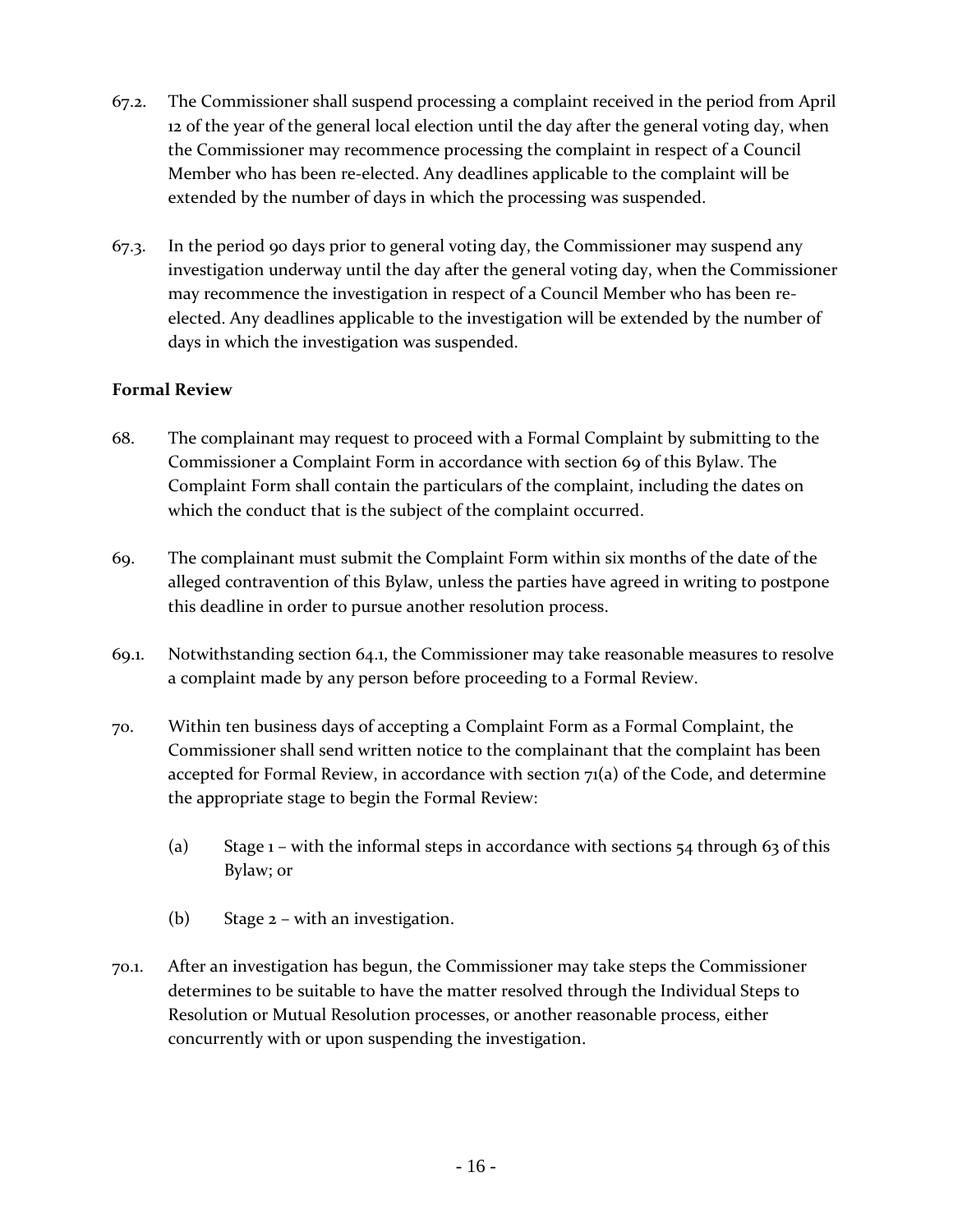67.2. The Commissioner shall suspend processing a complaint received in the period from April 12 of the year of the general local election until the day after the general voting day, when the Commissioner may recommence processing the complaint in respect of a Council Member who has been re-elected. Any deadlines applicable to the complaint will be extended by the number of days in which the processing was suspended.

67.3. In the period 90 days prior to general voting day, the Commissioner may suspend any investigation underway until the day after the general voting day, when the Commissioner may recommence the investigation in respect of a Council Member who has been re-elected. Any deadlines applicable to the investigation will be extended by the number of days in which the investigation was suspended.

**Formal Review**

68. The complainant may request to proceed with a Formal Complaint by submitting to the Commissioner a Complaint Form in accordance with section 69 of this Bylaw. The Complaint Form shall contain the particulars of the complaint, including the dates on which the conduct that is the subject of the complaint occurred.

69. The complainant must submit the Complaint Form within six months of the date of the alleged contravention of this Bylaw, unless the parties have agreed in writing to postpone this deadline in order to pursue another resolution process.

69.1. Notwithstanding section 64.1, the Commissioner may take reasonable measures to resolve a complaint made by any person before proceeding to a Formal Review.

70. Within ten business days of accepting a Complaint Form as a Formal Complaint, the Commissioner shall send written notice to the complainant that the complaint has been accepted for Formal Review, in accordance with section 71(a) of the Code, and determine the appropriate stage to begin the Formal Review:

(a) Stage 1 – with the informal steps in accordance with sections 54 through 63 of this Bylaw; or

(b) Stage 2 – with an investigation.

70.1. After an investigation has begun, the Commissioner may take steps the Commissioner determines to be suitable to have the matter resolved through the Individual Steps to Resolution or Mutual Resolution processes, or another reasonable process, either concurrently with or upon suspending the investigation.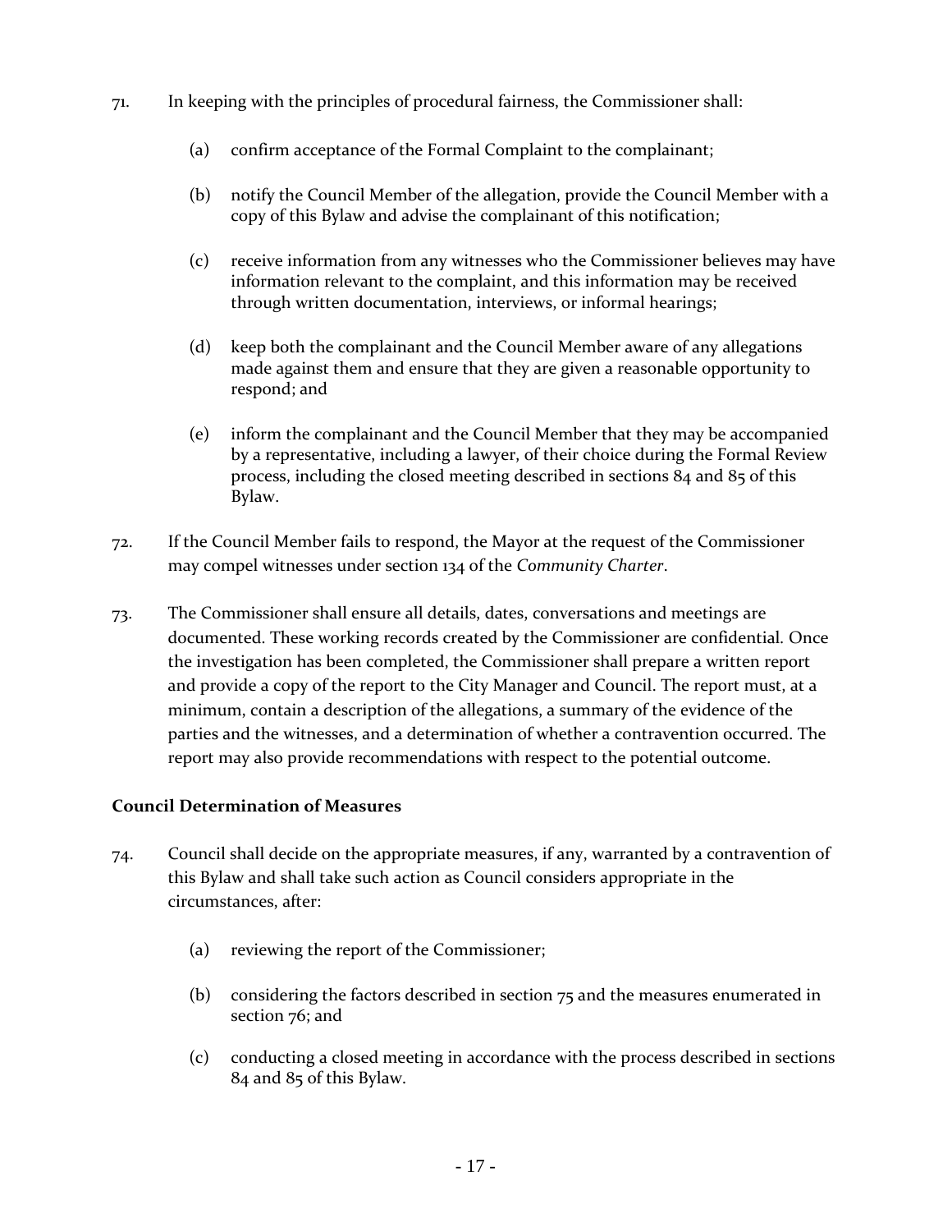71. In keeping with the principles of procedural fairness, the Commissioner shall:

    (a) confirm acceptance of the Formal Complaint to the complainant;

    (b) notify the Council Member of the allegation, provide the Council Member with a copy of this Bylaw and advise the complainant of this notification;

    (c) receive information from any witnesses who the Commissioner believes may have information relevant to the complaint, and this information may be received through written documentation, interviews, or informal hearings;

    (d) keep both the complainant and the Council Member aware of any allegations made against them and ensure that they are given a reasonable opportunity to respond; and

    (e) inform the complainant and the Council Member that they may be accompanied by a representative, including a lawyer, of their choice during the Formal Review process, including the closed meeting described in sections 84 and 85 of this Bylaw.

72. If the Council Member fails to respond, the Mayor at the request of the Commissioner may compel witnesses under section 134 of the *Community Charter*.

73. The Commissioner shall ensure all details, dates, conversations and meetings are documented. These working records created by the Commissioner are confidential. Once the investigation has been completed, the Commissioner shall prepare a written report and provide a copy of the report to the City Manager and Council. The report must, at a minimum, contain a description of the allegations, a summary of the evidence of the parties and the witnesses, and a determination of whether a contravention occurred. The report may also provide recommendations with respect to the potential outcome.

**Council Determination of Measures**

74. Council shall decide on the appropriate measures, if any, warranted by a contravention of this Bylaw and shall take such action as Council considers appropriate in the circumstances, after:

    (a) reviewing the report of the Commissioner;

    (b) considering the factors described in section 75 and the measures enumerated in section 76; and

    (c) conducting a closed meeting in accordance with the process described in sections 84 and 85 of this Bylaw.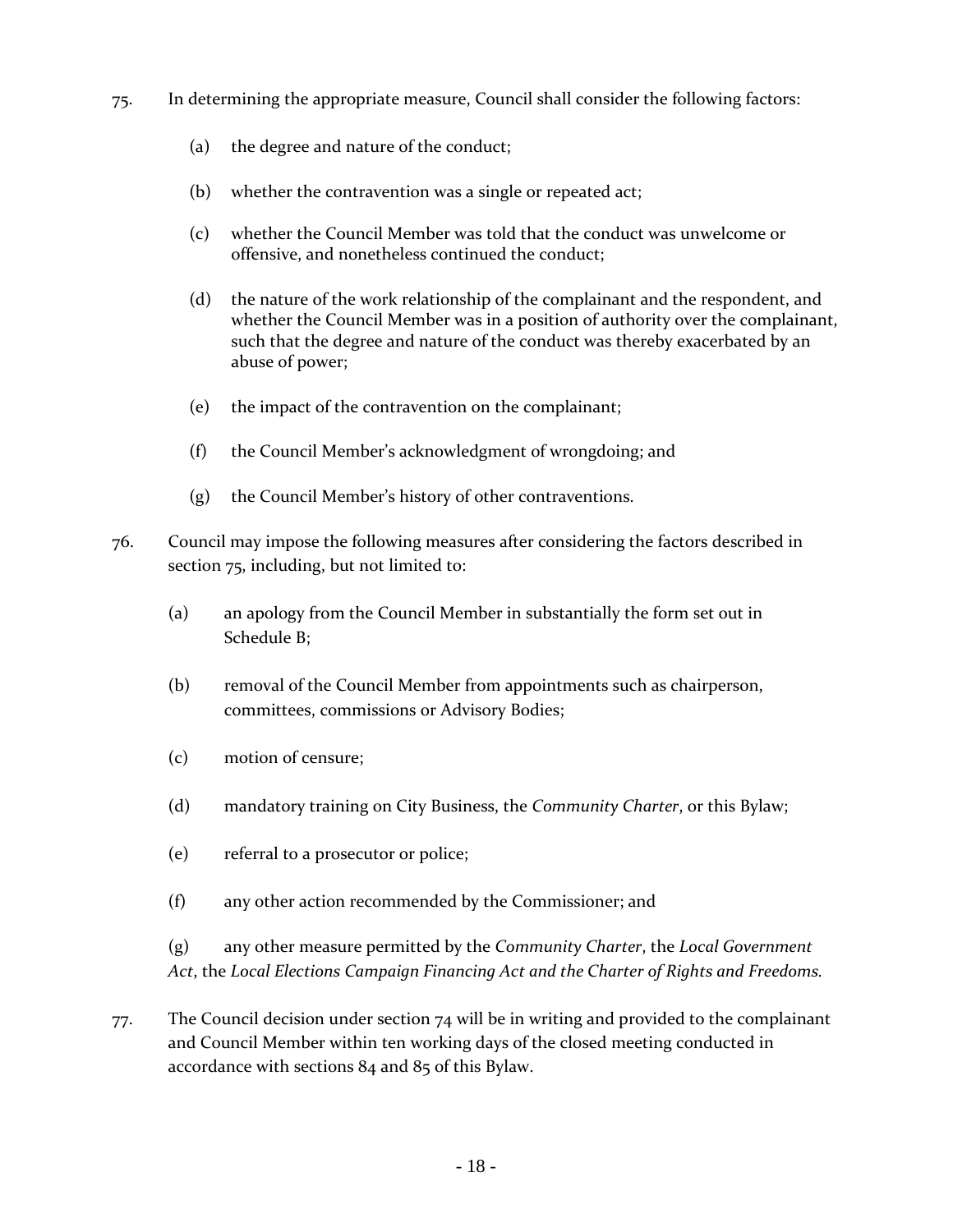75. In determining the appropriate measure, Council shall consider the following factors:

    (a) the degree and nature of the conduct;

    (b) whether the contravention was a single or repeated act;

    (c) whether the Council Member was told that the conduct was unwelcome or offensive, and nonetheless continued the conduct;

    (d) the nature of the work relationship of the complainant and the respondent, and whether the Council Member was in a position of authority over the complainant, such that the degree and nature of the conduct was thereby exacerbated by an abuse of power;

    (e) the impact of the contravention on the complainant;

    (f) the Council Member's acknowledgment of wrongdoing; and

    (g) the Council Member's history of other contraventions.

76. Council may impose the following measures after considering the factors described in section 75, including, but not limited to:

    (a) an apology from the Council Member in substantially the form set out in Schedule B;

    (b) removal of the Council Member from appointments such as chairperson, committees, commissions or Advisory Bodies;

    (c) motion of censure;

    (d) mandatory training on City Business, the *Community Charter*, or this Bylaw;

    (e) referral to a prosecutor or police;

    (f) any other action recommended by the Commissioner; and

    (g) any other measure permitted by the *Community Charter*, the *Local Government Act*, the *Local Elections Campaign Financing Act and the Charter of Rights and Freedoms.*

77. The Council decision under section 74 will be in writing and provided to the complainant and Council Member within ten working days of the closed meeting conducted in accordance with sections 84 and 85 of this Bylaw.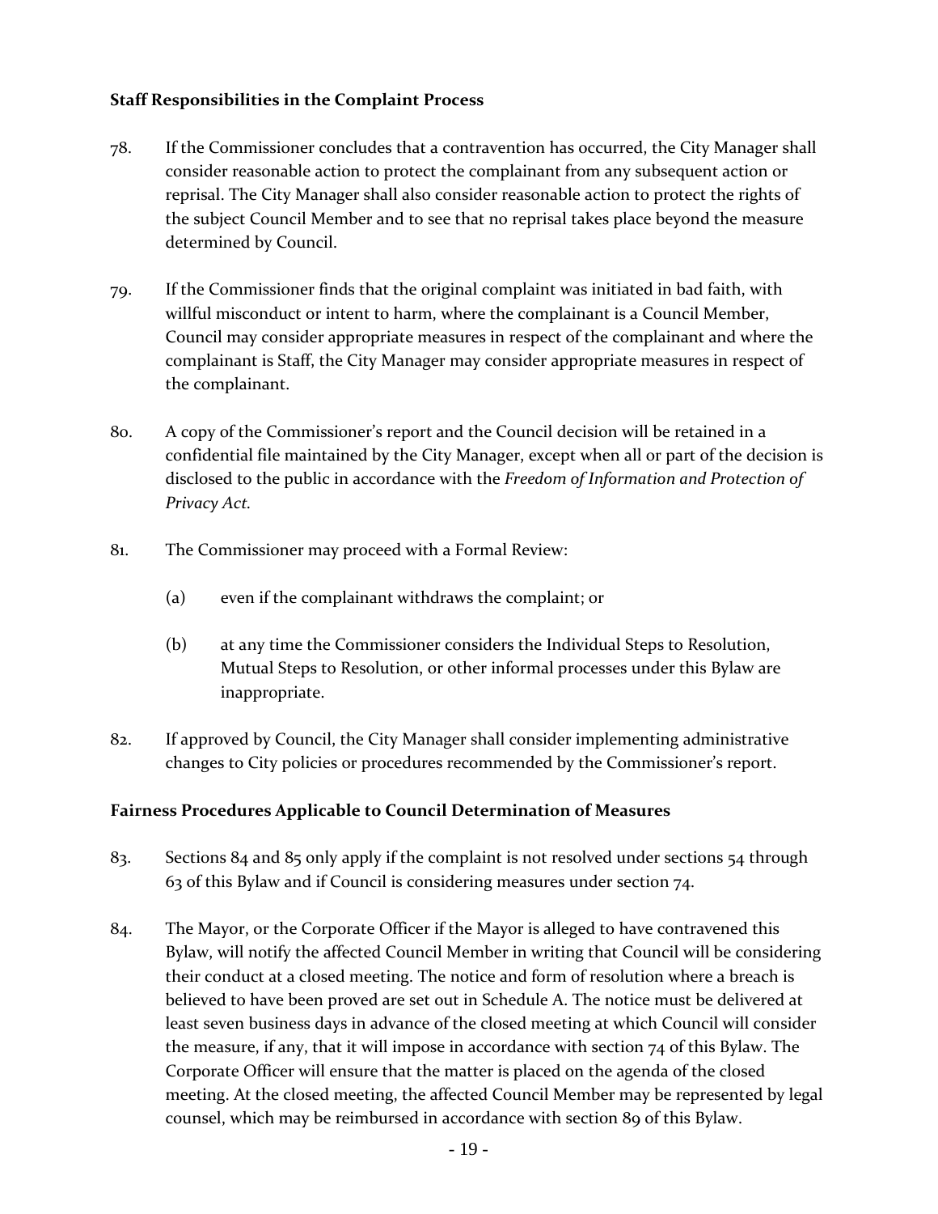**Staff Responsibilities in the Complaint Process**

78. If the Commissioner concludes that a contravention has occurred, the City Manager shall consider reasonable action to protect the complainant from any subsequent action or reprisal. The City Manager shall also consider reasonable action to protect the rights of the subject Council Member and to see that no reprisal takes place beyond the measure determined by Council.

79. If the Commissioner finds that the original complaint was initiated in bad faith, with willful misconduct or intent to harm, where the complainant is a Council Member, Council may consider appropriate measures in respect of the complainant and where the complainant is Staff, the City Manager may consider appropriate measures in respect of the complainant.

80. A copy of the Commissioner's report and the Council decision will be retained in a confidential file maintained by the City Manager, except when all or part of the decision is disclosed to the public in accordance with the *Freedom of Information and Protection of Privacy Act.*

81. The Commissioner may proceed with a Formal Review:

    (a) even if the complainant withdraws the complaint; or

    (b) at any time the Commissioner considers the Individual Steps to Resolution, Mutual Steps to Resolution, or other informal processes under this Bylaw are inappropriate.

82. If approved by Council, the City Manager shall consider implementing administrative changes to City policies or procedures recommended by the Commissioner's report.

**Fairness Procedures Applicable to Council Determination of Measures**

83. Sections 84 and 85 only apply if the complaint is not resolved under sections 54 through 63 of this Bylaw and if Council is considering measures under section 74.

84. The Mayor, or the Corporate Officer if the Mayor is alleged to have contravened this Bylaw, will notify the affected Council Member in writing that Council will be considering their conduct at a closed meeting. The notice and form of resolution where a breach is believed to have been proved are set out in Schedule A. The notice must be delivered at least seven business days in advance of the closed meeting at which Council will consider the measure, if any, that it will impose in accordance with section 74 of this Bylaw. The Corporate Officer will ensure that the matter is placed on the agenda of the closed meeting. At the closed meeting, the affected Council Member may be represented by legal counsel, which may be reimbursed in accordance with section 89 of this Bylaw.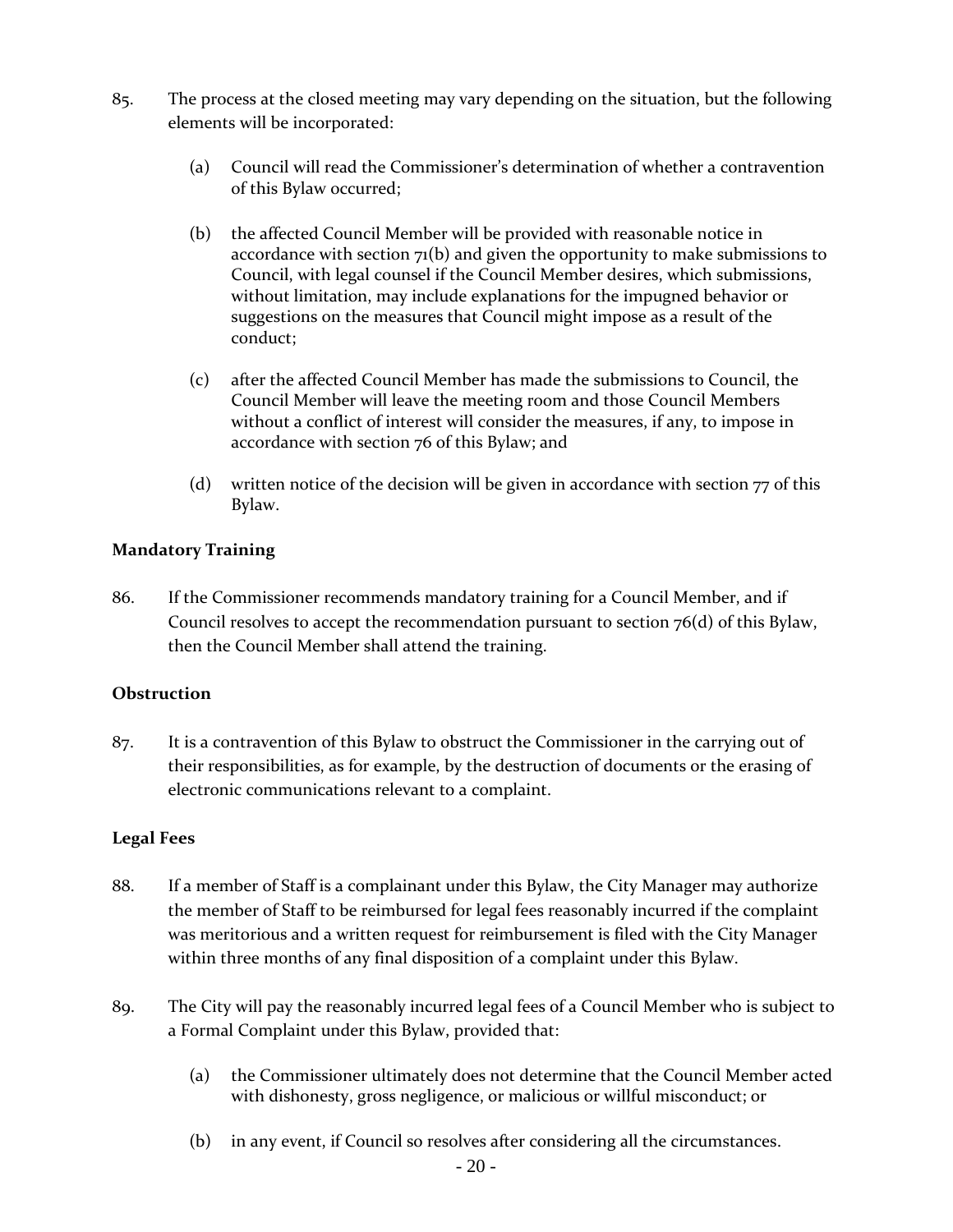85. The process at the closed meeting may vary depending on the situation, but the following elements will be incorporated:

    (a) Council will read the Commissioner's determination of whether a contravention of this Bylaw occurred;

    (b) the affected Council Member will be provided with reasonable notice in accordance with section 71(b) and given the opportunity to make submissions to Council, with legal counsel if the Council Member desires, which submissions, without limitation, may include explanations for the impugned behavior or suggestions on the measures that Council might impose as a result of the conduct;

    (c) after the affected Council Member has made the submissions to Council, the Council Member will leave the meeting room and those Council Members without a conflict of interest will consider the measures, if any, to impose in accordance with section 76 of this Bylaw; and

    (d) written notice of the decision will be given in accordance with section 77 of this Bylaw.

**Mandatory Training**

86. If the Commissioner recommends mandatory training for a Council Member, and if Council resolves to accept the recommendation pursuant to section 76(d) of this Bylaw, then the Council Member shall attend the training.

**Obstruction**

87. It is a contravention of this Bylaw to obstruct the Commissioner in the carrying out of their responsibilities, as for example, by the destruction of documents or the erasing of electronic communications relevant to a complaint.

**Legal Fees**

88. If a member of Staff is a complainant under this Bylaw, the City Manager may authorize the member of Staff to be reimbursed for legal fees reasonably incurred if the complaint was meritorious and a written request for reimbursement is filed with the City Manager within three months of any final disposition of a complaint under this Bylaw.

89. The City will pay the reasonably incurred legal fees of a Council Member who is subject to a Formal Complaint under this Bylaw, provided that:

    (a) the Commissioner ultimately does not determine that the Council Member acted with dishonesty, gross negligence, or malicious or willful misconduct; or

    (b) in any event, if Council so resolves after considering all the circumstances.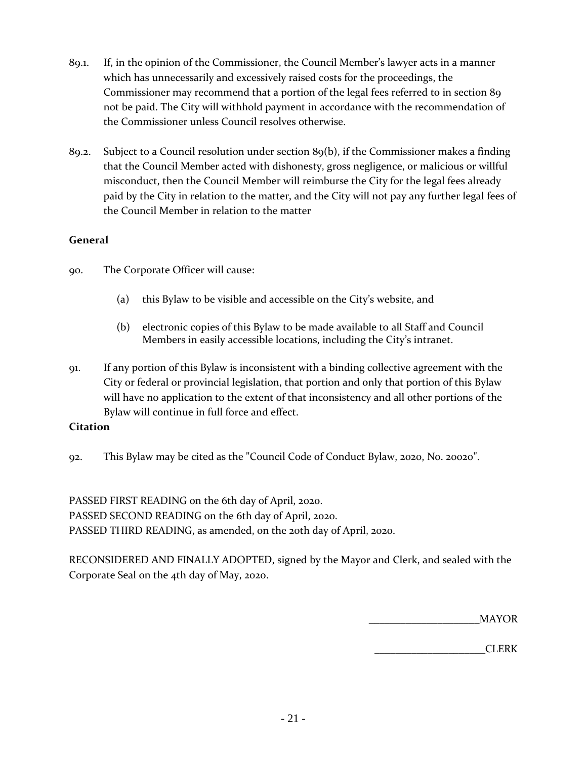89.1. If, in the opinion of the Commissioner, the Council Member's lawyer acts in a manner which has unnecessarily and excessively raised costs for the proceedings, the Commissioner may recommend that a portion of the legal fees referred to in section 89 not be paid. The City will withhold payment in accordance with the recommendation of the Commissioner unless Council resolves otherwise.

89.2. Subject to a Council resolution under section 89(b), if the Commissioner makes a finding that the Council Member acted with dishonesty, gross negligence, or malicious or willful misconduct, then the Council Member will reimburse the City for the legal fees already paid by the City in relation to the matter, and the City will not pay any further legal fees of the Council Member in relation to the matter

**General**

90. The Corporate Officer will cause:

    (a) this Bylaw to be visible and accessible on the City's website, and

    (b) electronic copies of this Bylaw to be made available to all Staff and Council Members in easily accessible locations, including the City's intranet.

91. If any portion of this Bylaw is inconsistent with a binding collective agreement with the City or federal or provincial legislation, that portion and only that portion of this Bylaw will have no application to the extent of that inconsistency and all other portions of the Bylaw will continue in full force and effect.

**Citation**

92. This Bylaw may be cited as the "Council Code of Conduct Bylaw, 2020, No. 20020".

PASSED FIRST READING on the 6th day of April, 2020.
PASSED SECOND READING on the 6th day of April, 2020.
PASSED THIRD READING, as amended, on the 20th day of April, 2020.

RECONSIDERED AND FINALLY ADOPTED, signed by the Mayor and Clerk, and sealed with the Corporate Seal on the 4th day of May, 2020.

____________________MAYOR

____________________CLERK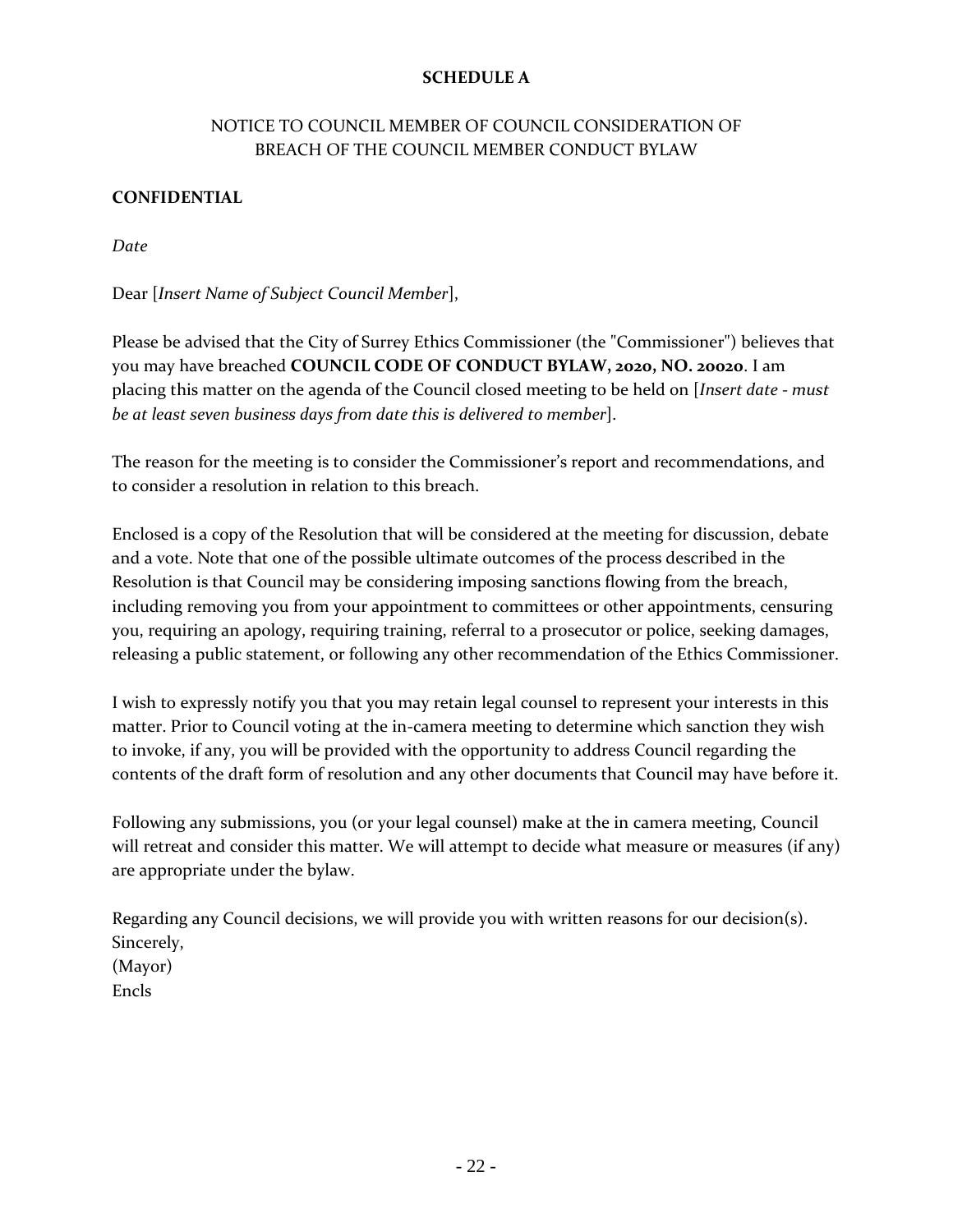**SCHEDULE A**

NOTICE TO COUNCIL MEMBER OF COUNCIL CONSIDERATION OF BREACH OF THE COUNCIL MEMBER CONDUCT BYLAW

**CONFIDENTIAL**

*Date*

Dear [*Insert Name of Subject Council Member*],

Please be advised that the City of Surrey Ethics Commissioner (the "Commissioner") believes that you may have breached **COUNCIL CODE OF CONDUCT BYLAW, 2020, NO. 20020**. I am placing this matter on the agenda of the Council closed meeting to be held on [*Insert date - must be at least seven business days from date this is delivered to member*].

The reason for the meeting is to consider the Commissioner's report and recommendations, and to consider a resolution in relation to this breach.

Enclosed is a copy of the Resolution that will be considered at the meeting for discussion, debate and a vote. Note that one of the possible ultimate outcomes of the process described in the Resolution is that Council may be considering imposing sanctions flowing from the breach, including removing you from your appointment to committees or other appointments, censuring you, requiring an apology, requiring training, referral to a prosecutor or police, seeking damages, releasing a public statement, or following any other recommendation of the Ethics Commissioner.

I wish to expressly notify you that you may retain legal counsel to represent your interests in this matter. Prior to Council voting at the in-camera meeting to determine which sanction they wish to invoke, if any, you will be provided with the opportunity to address Council regarding the contents of the draft form of resolution and any other documents that Council may have before it.

Following any submissions, you (or your legal counsel) make at the in camera meeting, Council will retreat and consider this matter. We will attempt to decide what measure or measures (if any) are appropriate under the bylaw.

Regarding any Council decisions, we will provide you with written reasons for our decision(s).
Sincerely,
(Mayor)
Encls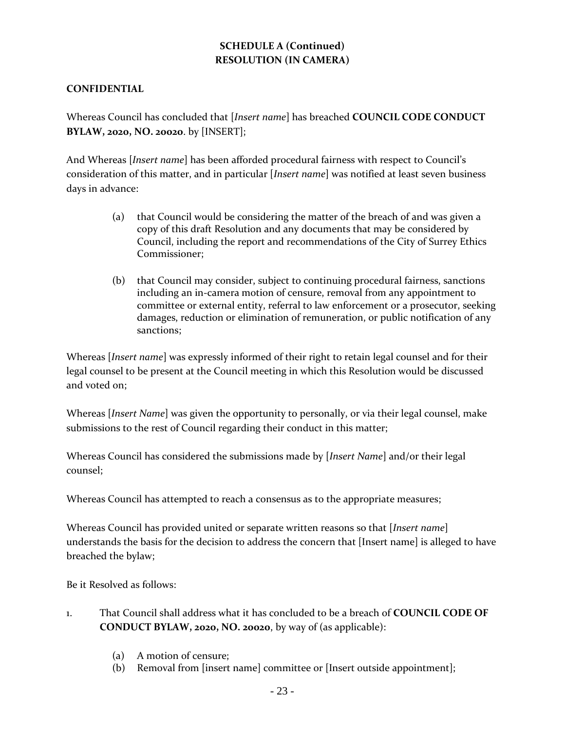**SCHEDULE A (Continued)**
**RESOLUTION (IN CAMERA)**

**CONFIDENTIAL**

Whereas Council has concluded that [*Insert name*] has breached **COUNCIL CODE CONDUCT BYLAW, 2020, NO. 20020**. by [INSERT];

And Whereas [*Insert name*] has been afforded procedural fairness with respect to Council's consideration of this matter, and in particular [*Insert name*] was notified at least seven business days in advance:

(a) that Council would be considering the matter of the breach of and was given a copy of this draft Resolution and any documents that may be considered by Council, including the report and recommendations of the City of Surrey Ethics Commissioner;

(b) that Council may consider, subject to continuing procedural fairness, sanctions including an in-camera motion of censure, removal from any appointment to committee or external entity, referral to law enforcement or a prosecutor, seeking damages, reduction or elimination of remuneration, or public notification of any sanctions;

Whereas [*Insert name*] was expressly informed of their right to retain legal counsel and for their legal counsel to be present at the Council meeting in which this Resolution would be discussed and voted on;

Whereas [*Insert Name*] was given the opportunity to personally, or via their legal counsel, make submissions to the rest of Council regarding their conduct in this matter;

Whereas Council has considered the submissions made by [*Insert Name*] and/or their legal counsel;

Whereas Council has attempted to reach a consensus as to the appropriate measures;

Whereas Council has provided united or separate written reasons so that [*Insert name*] understands the basis for the decision to address the concern that [Insert name] is alleged to have breached the bylaw;

Be it Resolved as follows:

1. That Council shall address what it has concluded to be a breach of **COUNCIL CODE OF CONDUCT BYLAW, 2020, NO. 20020**, by way of (as applicable):

   (a) A motion of censure;
   (b) Removal from [insert name] committee or [Insert outside appointment];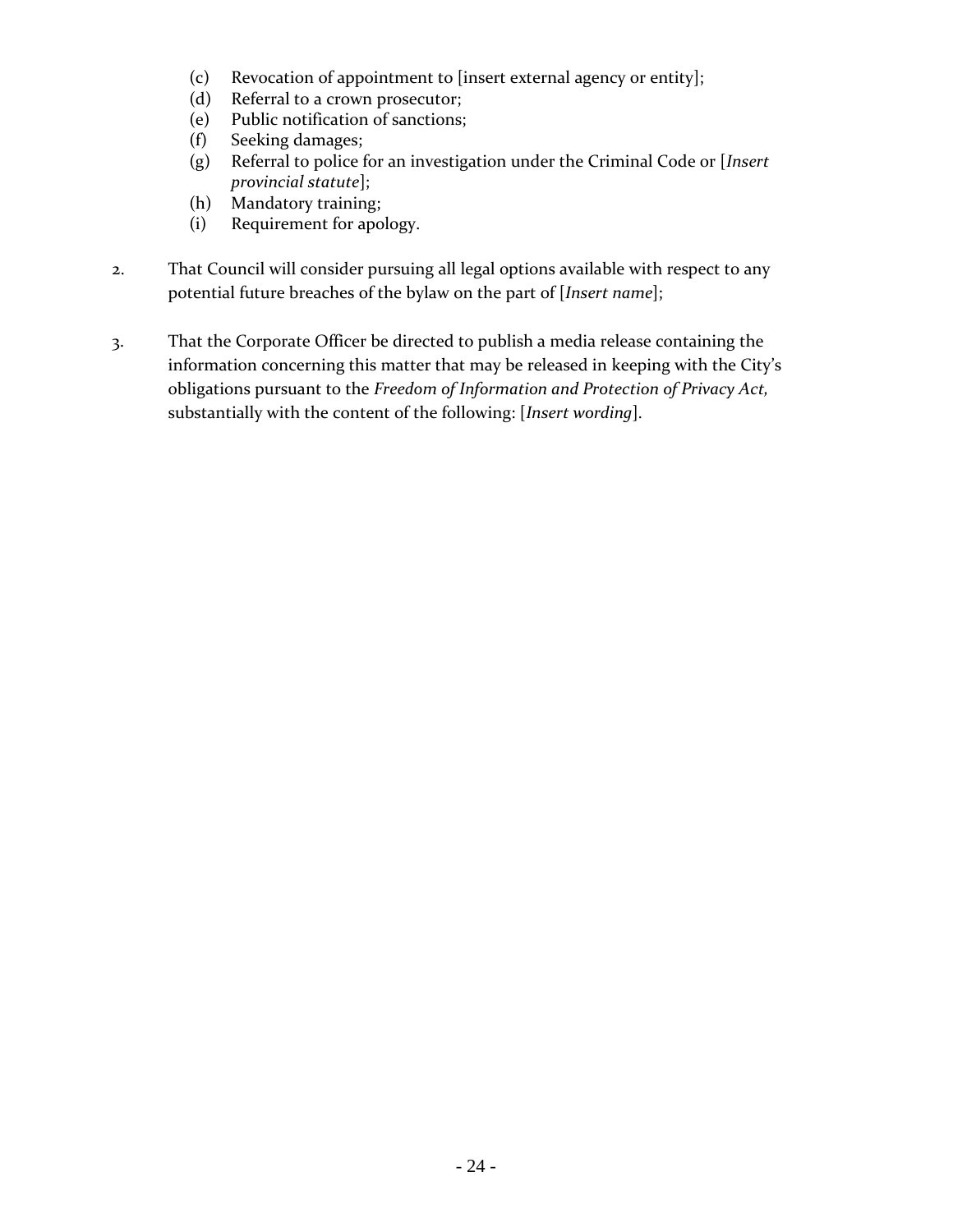(c) Revocation of appointment to [insert external agency or entity];
(d) Referral to a crown prosecutor;
(e) Public notification of sanctions;
(f) Seeking damages;
(g) Referral to police for an investigation under the Criminal Code or [*Insert provincial statute*];
(h) Mandatory training;
(i) Requirement for apology.

2. That Council will consider pursuing all legal options available with respect to any potential future breaches of the bylaw on the part of [*Insert name*];

3. That the Corporate Officer be directed to publish a media release containing the information concerning this matter that may be released in keeping with the City's obligations pursuant to the *Freedom of Information and Protection of Privacy Act,* substantially with the content of the following: [*Insert wording*].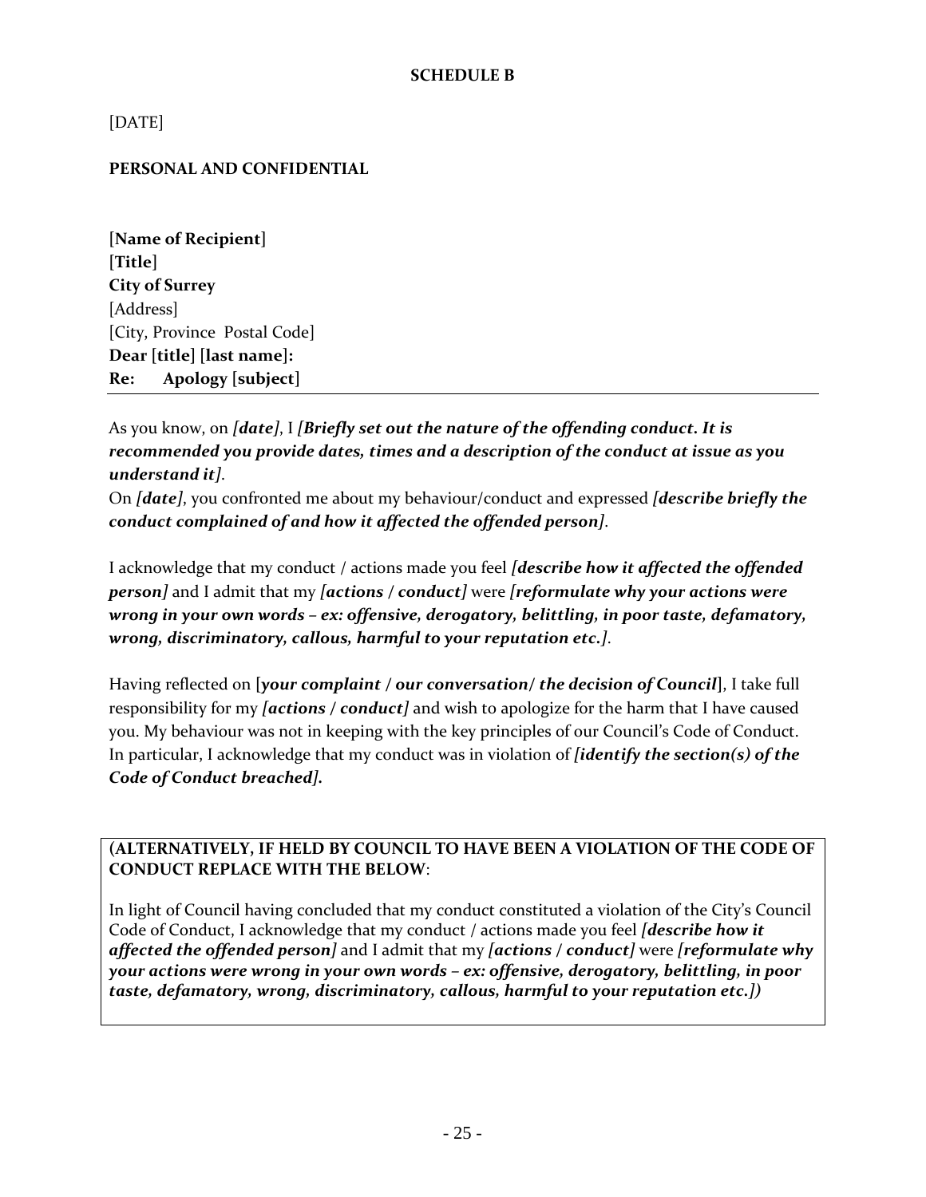**SCHEDULE B**

[DATE]

**PERSONAL AND CONFIDENTIAL**

**[Name of Recipient]**
**[Title]**
**City of Surrey**
[Address]
[City, Province Postal Code]
**Dear [title] [last name]:**
**Re: Apology [subject]**

---

As you know, on ***[date]***, I ***[Briefly set out the nature of the offending conduct. It is recommended you provide dates, times and a description of the conduct at issue as you understand it]***.
On ***[date]***, you confronted me about my behaviour/conduct and expressed ***[describe briefly the conduct complained of and how it affected the offended person]***.

I acknowledge that my conduct / actions made you feel ***[describe how it affected the offended person]*** and I admit that my ***[actions / conduct]*** were ***[reformulate why your actions were wrong in your own words – ex: offensive, derogatory, belittling, in poor taste, defamatory, wrong, discriminatory, callous, harmful to your reputation etc.]***.

Having reflected on [***your complaint / our conversation/ the decision of Council***], I take full responsibility for my ***[actions / conduct]*** and wish to apologize for the harm that I have caused you. My behaviour was not in keeping with the key principles of our Council's Code of Conduct. In particular, I acknowledge that my conduct was in violation of ***[identify the section(s) of the Code of Conduct breached].***

**(ALTERNATIVELY, IF HELD BY COUNCIL TO HAVE BEEN A VIOLATION OF THE CODE OF CONDUCT REPLACE WITH THE BELOW**:

In light of Council having concluded that my conduct constituted a violation of the City's Council Code of Conduct, I acknowledge that my conduct / actions made you feel ***[describe how it affected the offended person]*** and I admit that my ***[actions / conduct]*** were ***[reformulate why your actions were wrong in your own words – ex: offensive, derogatory, belittling, in poor taste, defamatory, wrong, discriminatory, callous, harmful to your reputation etc.])***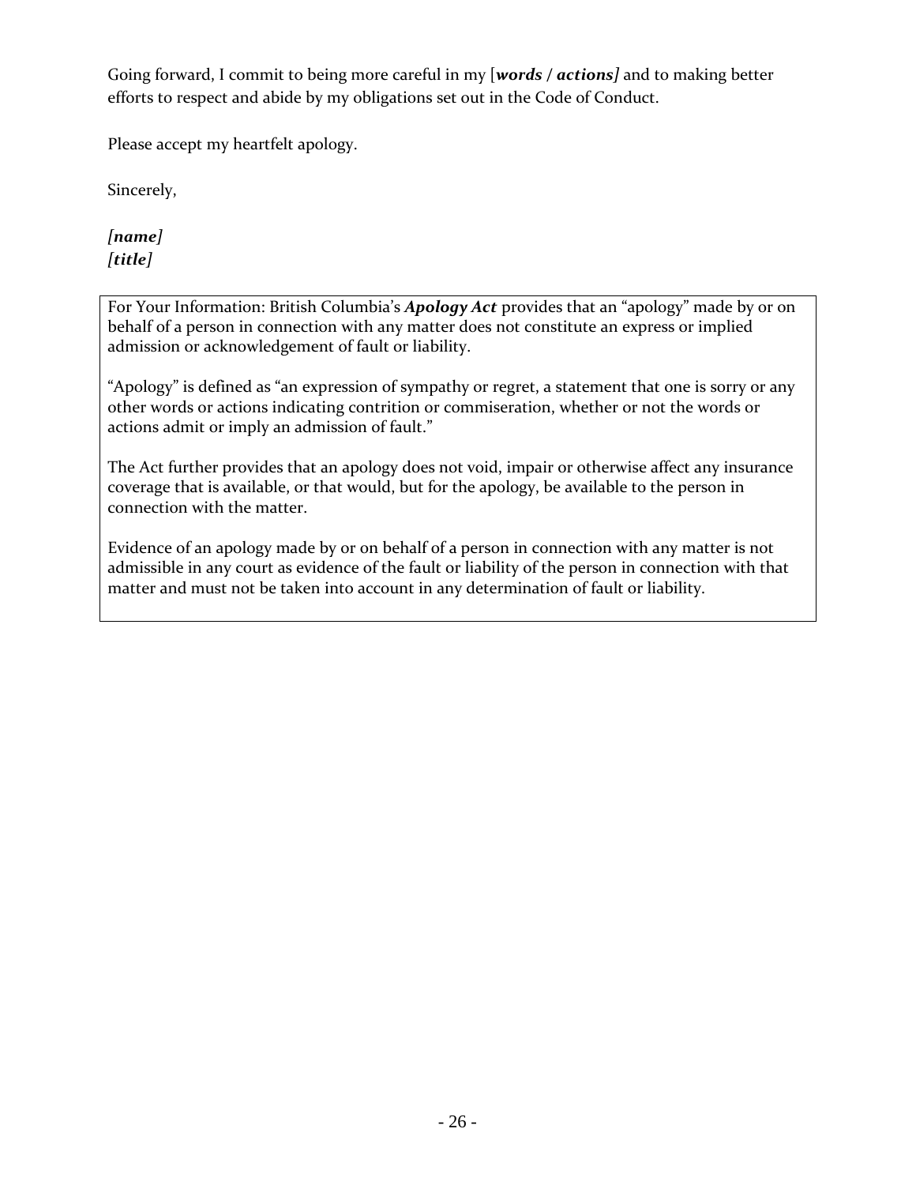Going forward, I commit to being more careful in my [***words / actions]*** and to making better efforts to respect and abide by my obligations set out in the Code of Conduct.

Please accept my heartfelt apology.

Sincerely,

***[name]***
***[title]***

For Your Information: British Columbia's ***Apology Act*** provides that an "apology" made by or on behalf of a person in connection with any matter does not constitute an express or implied admission or acknowledgement of fault or liability.

"Apology" is defined as "an expression of sympathy or regret, a statement that one is sorry or any other words or actions indicating contrition or commiseration, whether or not the words or actions admit or imply an admission of fault."

The Act further provides that an apology does not void, impair or otherwise affect any insurance coverage that is available, or that would, but for the apology, be available to the person in connection with the matter.

Evidence of an apology made by or on behalf of a person in connection with any matter is not admissible in any court as evidence of the fault or liability of the person in connection with that matter and must not be taken into account in any determination of fault or liability.